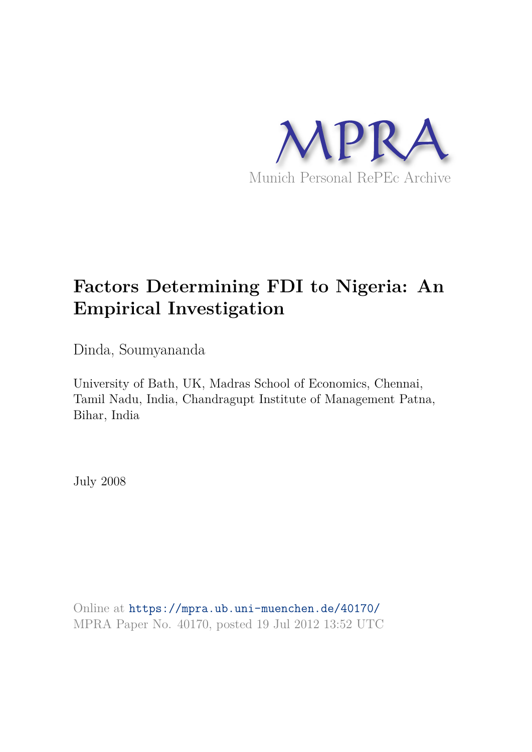MPRA

Munich Personal RePEc Archive

# Factors Determining FDI to Nigeria: An Empirical Investigation

Dinda, Soumyananda

University of Bath, UK, Madras School of Economics, Chennai, Tamil Nadu, India, Chandragupt Institute of Management Patna, Bihar, India

July 2008

Online at https://mpra.ub.uni-muenchen.de/40170/
MPRA Paper No. 40170, posted 19 Jul 2012 13:52 UTC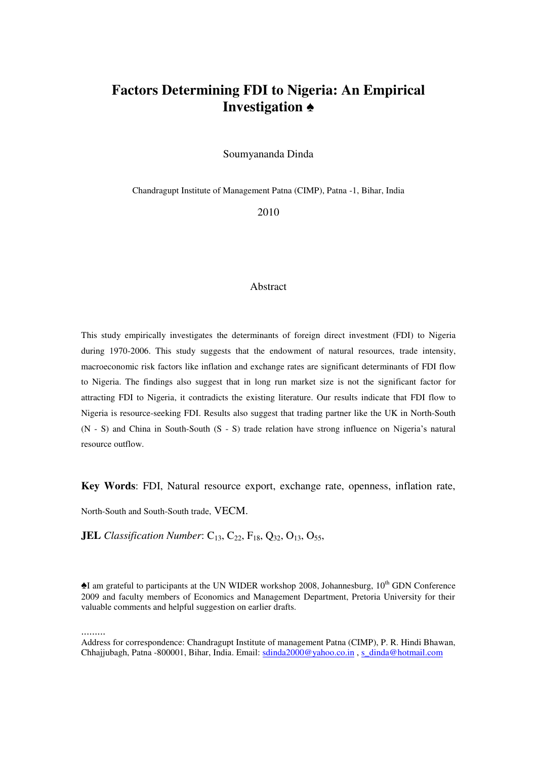# Factors Determining FDI to Nigeria: An Empirical Investigation ♠

Soumyananda Dinda

Chandragupt Institute of Management Patna (CIMP), Patna -1, Bihar, India

2010

## Abstract

This study empirically investigates the determinants of foreign direct investment (FDI) to Nigeria during 1970-2006. This study suggests that the endowment of natural resources, trade intensity, macroeconomic risk factors like inflation and exchange rates are significant determinants of FDI flow to Nigeria. The findings also suggest that in long run market size is not the significant factor for attracting FDI to Nigeria, it contradicts the existing literature. Our results indicate that FDI flow to Nigeria is resource-seeking FDI. Results also suggest that trading partner like the UK in North-South (N - S) and China in South-South (S - S) trade relation have strong influence on Nigeria's natural resource outflow.

**Key Words**: FDI, Natural resource export, exchange rate, openness, inflation rate, North-South and South-South trade, VECM.

**JEL** *Classification Number*: $C_{13}$, $C_{22}$, $F_{18}$, $Q_{32}$, $O_{13}$, $O_{55}$,

♠I am grateful to participants at the UN WIDER workshop 2008, Johannesburg, 10th GDN Conference 2009 and faculty members of Economics and Management Department, Pretoria University for their valuable comments and helpful suggestion on earlier drafts.

.........

Address for correspondence: Chandragupt Institute of management Patna (CIMP), P. R. Hindi Bhawan, Chhajjubagh, Patna -800001, Bihar, India. Email: sdinda2000@yahoo.co.in , s_dinda@hotmail.com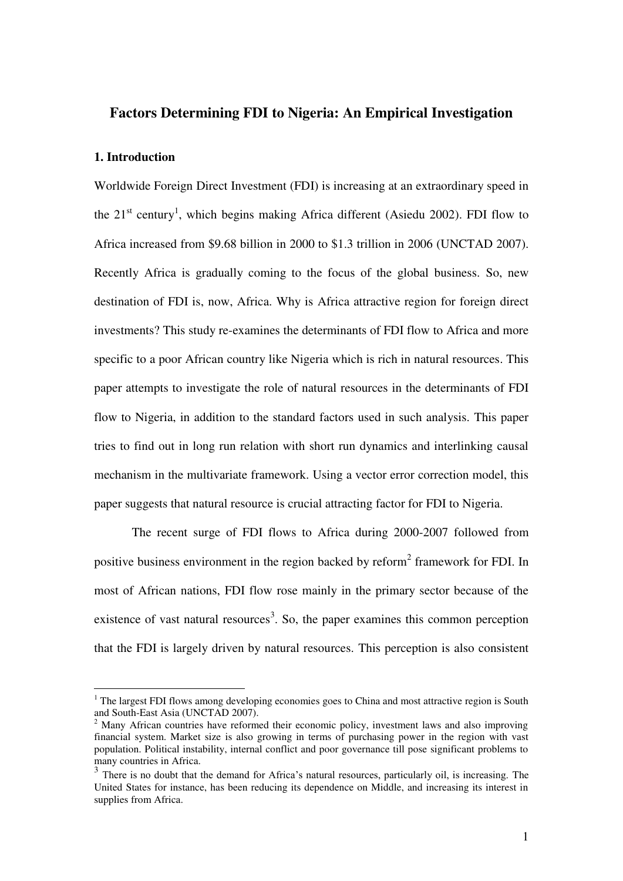# Factors Determining FDI to Nigeria: An Empirical Investigation

## 1. Introduction

Worldwide Foreign Direct Investment (FDI) is increasing at an extraordinary speed in the 21st century[1], which begins making Africa different (Asiedu 2002). FDI flow to Africa increased from $9.68 billion in 2000 to $1.3 trillion in 2006 (UNCTAD 2007). Recently Africa is gradually coming to the focus of the global business. So, new destination of FDI is, now, Africa. Why is Africa attractive region for foreign direct investments? This study re-examines the determinants of FDI flow to Africa and more specific to a poor African country like Nigeria which is rich in natural resources. This paper attempts to investigate the role of natural resources in the determinants of FDI flow to Nigeria, in addition to the standard factors used in such analysis. This paper tries to find out in long run relation with short run dynamics and interlinking causal mechanism in the multivariate framework. Using a vector error correction model, this paper suggests that natural resource is crucial attracting factor for FDI to Nigeria.

The recent surge of FDI flows to Africa during 2000-2007 followed from positive business environment in the region backed by reform[2] framework for FDI. In most of African nations, FDI flow rose mainly in the primary sector because of the existence of vast natural resources[3]. So, the paper examines this common perception that the FDI is largely driven by natural resources. This perception is also consistent

---

[1] The largest FDI flows among developing economies goes to China and most attractive region is South and South-East Asia (UNCTAD 2007).

[2] Many African countries have reformed their economic policy, investment laws and also improving financial system. Market size is also growing in terms of purchasing power in the region with vast population. Political instability, internal conflict and poor governance till pose significant problems to many countries in Africa.

[3] There is no doubt that the demand for Africa's natural resources, particularly oil, is increasing. The United States for instance, has been reducing its dependence on Middle, and increasing its interest in supplies from Africa.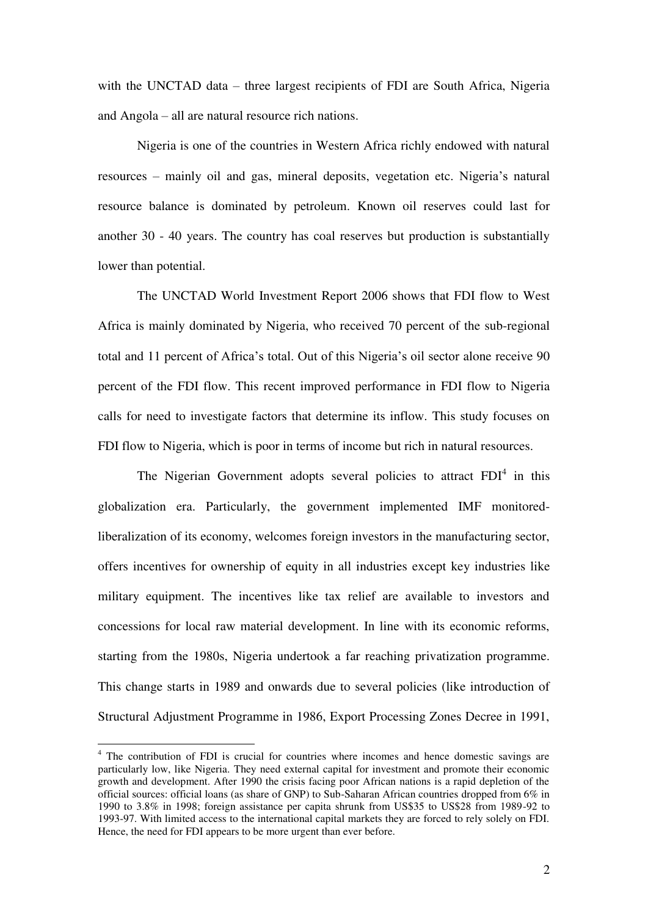with the UNCTAD data – three largest recipients of FDI are South Africa, Nigeria and Angola – all are natural resource rich nations.

Nigeria is one of the countries in Western Africa richly endowed with natural resources – mainly oil and gas, mineral deposits, vegetation etc. Nigeria's natural resource balance is dominated by petroleum. Known oil reserves could last for another 30 - 40 years. The country has coal reserves but production is substantially lower than potential.

The UNCTAD World Investment Report 2006 shows that FDI flow to West Africa is mainly dominated by Nigeria, who received 70 percent of the sub-regional total and 11 percent of Africa's total. Out of this Nigeria's oil sector alone receive 90 percent of the FDI flow. This recent improved performance in FDI flow to Nigeria calls for need to investigate factors that determine its inflow. This study focuses on FDI flow to Nigeria, which is poor in terms of income but rich in natural resources.

The Nigerian Government adopts several policies to attract FDI[4] in this globalization era. Particularly, the government implemented IMF monitored-liberalization of its economy, welcomes foreign investors in the manufacturing sector, offers incentives for ownership of equity in all industries except key industries like military equipment. The incentives like tax relief are available to investors and concessions for local raw material development. In line with its economic reforms, starting from the 1980s, Nigeria undertook a far reaching privatization programme. This change starts in 1989 and onwards due to several policies (like introduction of Structural Adjustment Programme in 1986, Export Processing Zones Decree in 1991,

---

[4] The contribution of FDI is crucial for countries where incomes and hence domestic savings are particularly low, like Nigeria. They need external capital for investment and promote their economic growth and development. After 1990 the crisis facing poor African nations is a rapid depletion of the official sources: official loans (as share of GNP) to Sub-Saharan African countries dropped from 6% in 1990 to 3.8% in 1998; foreign assistance per capita shrunk from US$35 to US$28 from 1989-92 to 1993-97. With limited access to the international capital markets they are forced to rely solely on FDI. Hence, the need for FDI appears to be more urgent than ever before.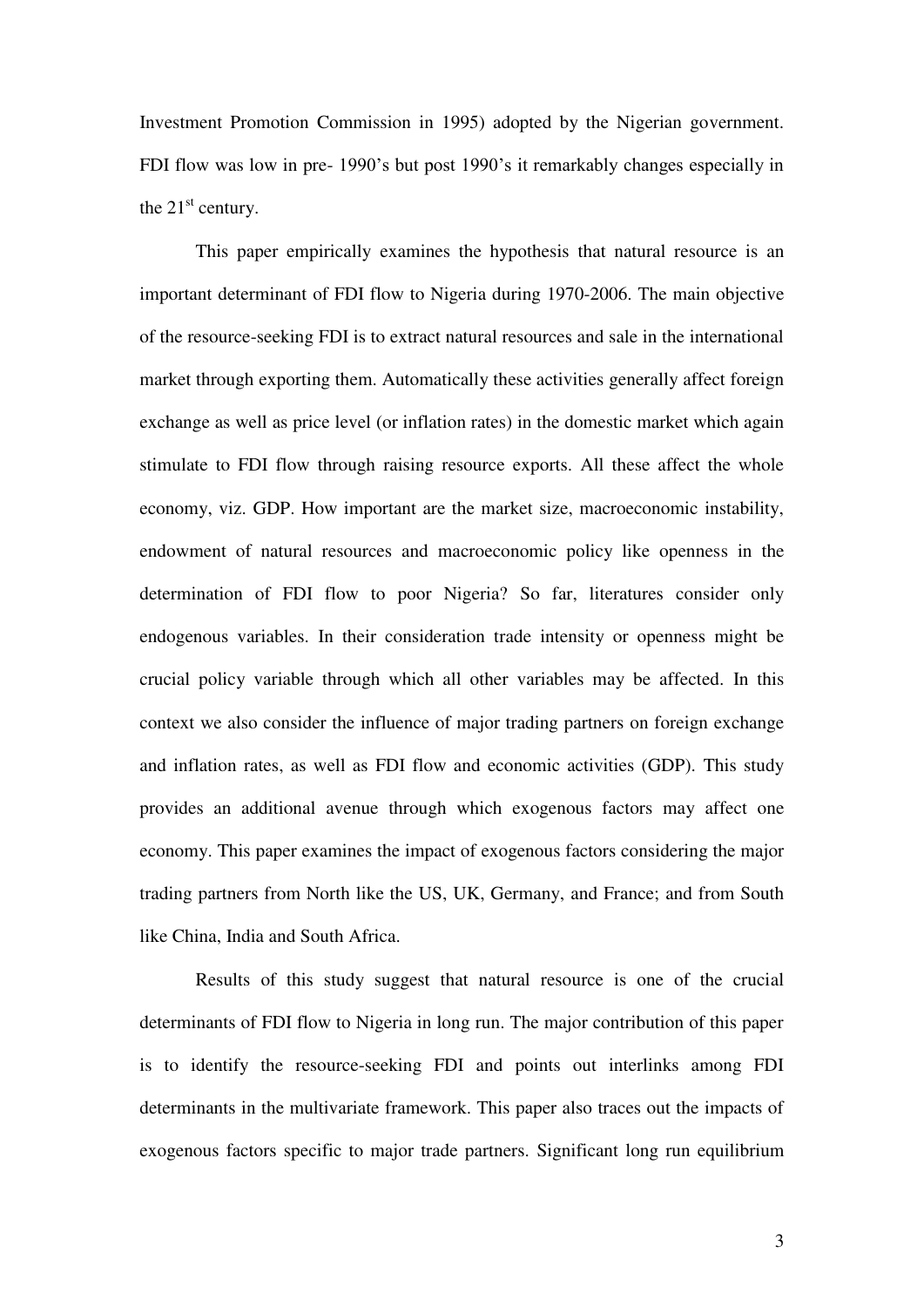Investment Promotion Commission in 1995) adopted by the Nigerian government. FDI flow was low in pre- 1990's but post 1990's it remarkably changes especially in the 21st century.

This paper empirically examines the hypothesis that natural resource is an important determinant of FDI flow to Nigeria during 1970-2006. The main objective of the resource-seeking FDI is to extract natural resources and sale in the international market through exporting them. Automatically these activities generally affect foreign exchange as well as price level (or inflation rates) in the domestic market which again stimulate to FDI flow through raising resource exports. All these affect the whole economy, viz. GDP. How important are the market size, macroeconomic instability, endowment of natural resources and macroeconomic policy like openness in the determination of FDI flow to poor Nigeria? So far, literatures consider only endogenous variables. In their consideration trade intensity or openness might be crucial policy variable through which all other variables may be affected. In this context we also consider the influence of major trading partners on foreign exchange and inflation rates, as well as FDI flow and economic activities (GDP). This study provides an additional avenue through which exogenous factors may affect one economy. This paper examines the impact of exogenous factors considering the major trading partners from North like the US, UK, Germany, and France; and from South like China, India and South Africa.

Results of this study suggest that natural resource is one of the crucial determinants of FDI flow to Nigeria in long run. The major contribution of this paper is to identify the resource-seeking FDI and points out interlinks among FDI determinants in the multivariate framework. This paper also traces out the impacts of exogenous factors specific to major trade partners. Significant long run equilibrium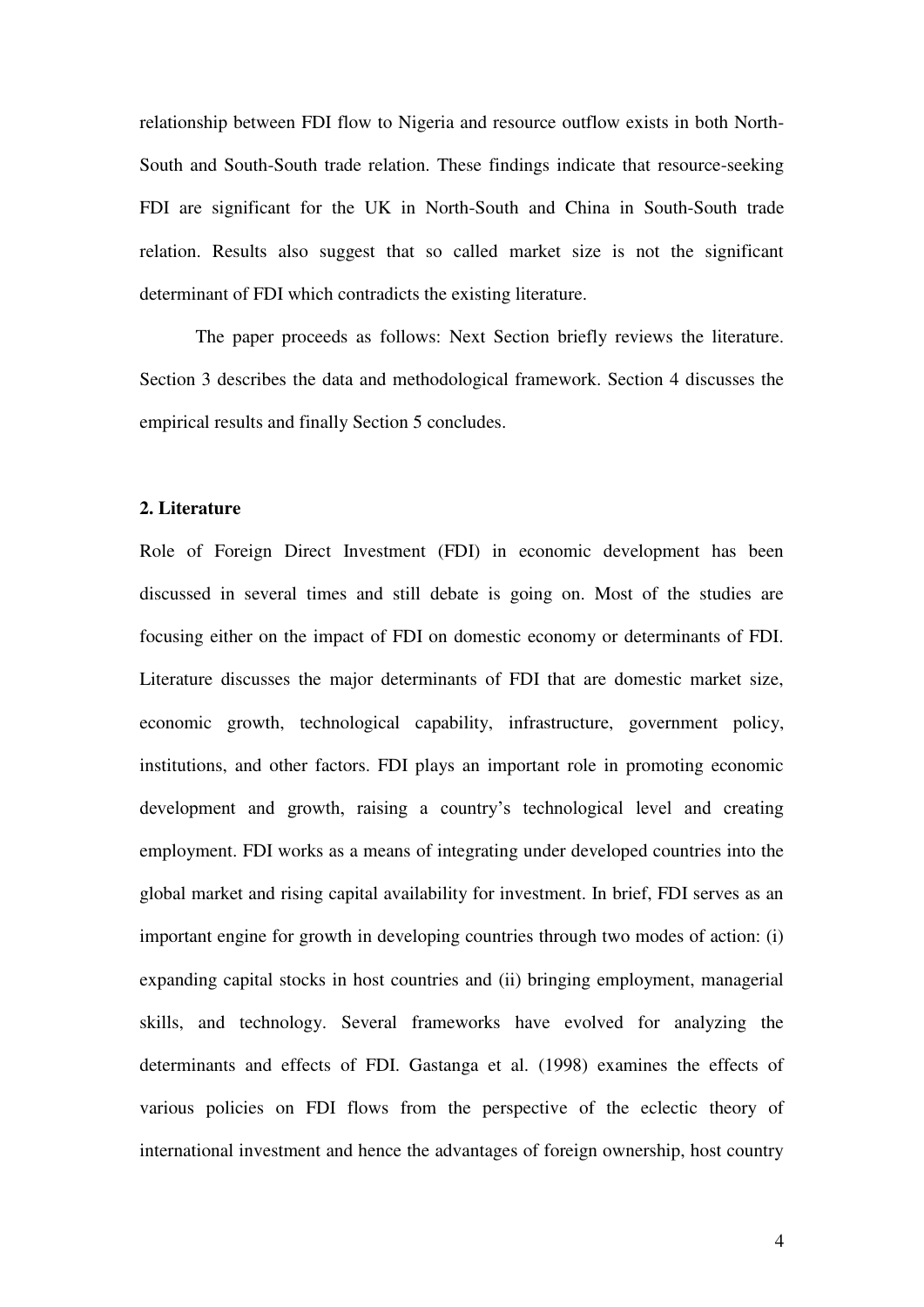relationship between FDI flow to Nigeria and resource outflow exists in both North-South and South-South trade relation. These findings indicate that resource-seeking FDI are significant for the UK in North-South and China in South-South trade relation. Results also suggest that so called market size is not the significant determinant of FDI which contradicts the existing literature.

The paper proceeds as follows: Next Section briefly reviews the literature. Section 3 describes the data and methodological framework. Section 4 discusses the empirical results and finally Section 5 concludes.

## 2. Literature

Role of Foreign Direct Investment (FDI) in economic development has been discussed in several times and still debate is going on. Most of the studies are focusing either on the impact of FDI on domestic economy or determinants of FDI. Literature discusses the major determinants of FDI that are domestic market size, economic growth, technological capability, infrastructure, government policy, institutions, and other factors. FDI plays an important role in promoting economic development and growth, raising a country's technological level and creating employment. FDI works as a means of integrating under developed countries into the global market and rising capital availability for investment. In brief, FDI serves as an important engine for growth in developing countries through two modes of action: (i) expanding capital stocks in host countries and (ii) bringing employment, managerial skills, and technology. Several frameworks have evolved for analyzing the determinants and effects of FDI. Gastanga et al. (1998) examines the effects of various policies on FDI flows from the perspective of the eclectic theory of international investment and hence the advantages of foreign ownership, host country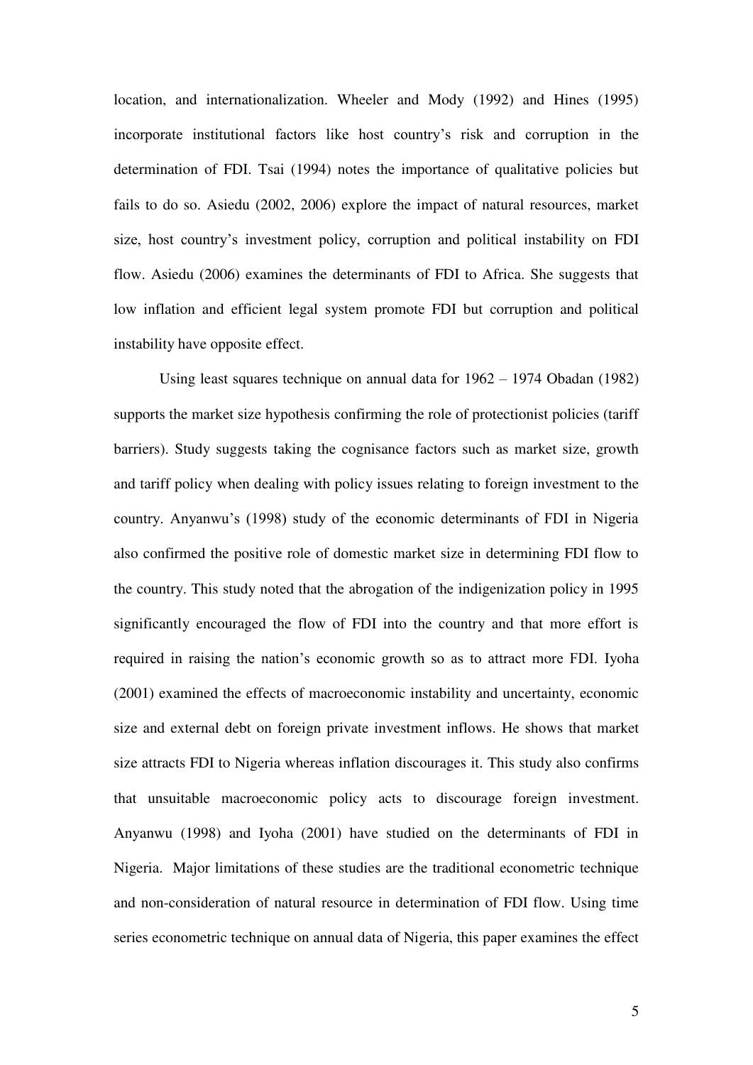location, and internationalization. Wheeler and Mody (1992) and Hines (1995) incorporate institutional factors like host country's risk and corruption in the determination of FDI. Tsai (1994) notes the importance of qualitative policies but fails to do so. Asiedu (2002, 2006) explore the impact of natural resources, market size, host country's investment policy, corruption and political instability on FDI flow. Asiedu (2006) examines the determinants of FDI to Africa. She suggests that low inflation and efficient legal system promote FDI but corruption and political instability have opposite effect.

Using least squares technique on annual data for 1962 – 1974 Obadan (1982) supports the market size hypothesis confirming the role of protectionist policies (tariff barriers). Study suggests taking the cognisance factors such as market size, growth and tariff policy when dealing with policy issues relating to foreign investment to the country. Anyanwu's (1998) study of the economic determinants of FDI in Nigeria also confirmed the positive role of domestic market size in determining FDI flow to the country. This study noted that the abrogation of the indigenization policy in 1995 significantly encouraged the flow of FDI into the country and that more effort is required in raising the nation's economic growth so as to attract more FDI. Iyoha (2001) examined the effects of macroeconomic instability and uncertainty, economic size and external debt on foreign private investment inflows. He shows that market size attracts FDI to Nigeria whereas inflation discourages it. This study also confirms that unsuitable macroeconomic policy acts to discourage foreign investment. Anyanwu (1998) and Iyoha (2001) have studied on the determinants of FDI in Nigeria. Major limitations of these studies are the traditional econometric technique and non-consideration of natural resource in determination of FDI flow. Using time series econometric technique on annual data of Nigeria, this paper examines the effect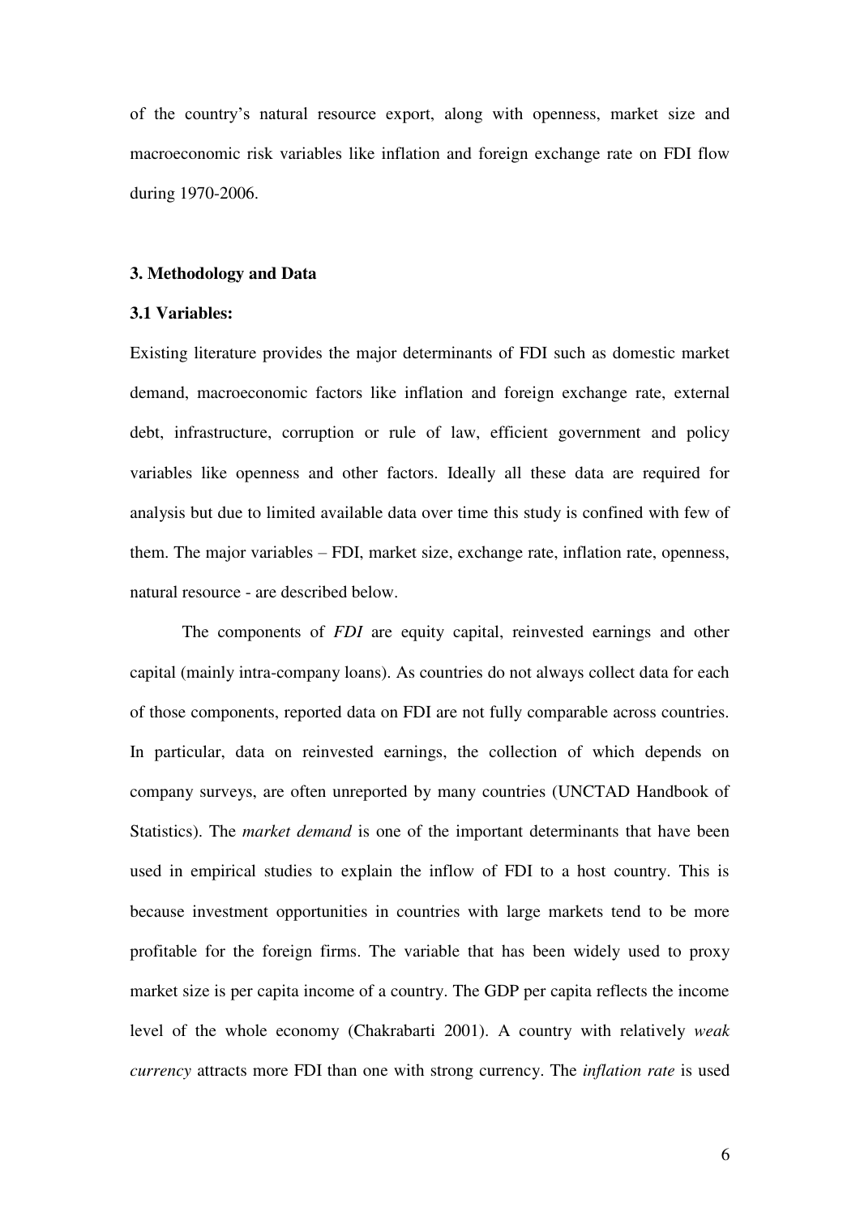of the country's natural resource export, along with openness, market size and macroeconomic risk variables like inflation and foreign exchange rate on FDI flow during 1970-2006.

## 3. Methodology and Data

### 3.1 Variables:

Existing literature provides the major determinants of FDI such as domestic market demand, macroeconomic factors like inflation and foreign exchange rate, external debt, infrastructure, corruption or rule of law, efficient government and policy variables like openness and other factors. Ideally all these data are required for analysis but due to limited available data over time this study is confined with few of them. The major variables – FDI, market size, exchange rate, inflation rate, openness, natural resource - are described below.

The components of *FDI* are equity capital, reinvested earnings and other capital (mainly intra-company loans). As countries do not always collect data for each of those components, reported data on FDI are not fully comparable across countries. In particular, data on reinvested earnings, the collection of which depends on company surveys, are often unreported by many countries (UNCTAD Handbook of Statistics). The *market demand* is one of the important determinants that have been used in empirical studies to explain the inflow of FDI to a host country. This is because investment opportunities in countries with large markets tend to be more profitable for the foreign firms. The variable that has been widely used to proxy market size is per capita income of a country. The GDP per capita reflects the income level of the whole economy (Chakrabarti 2001). A country with relatively *weak currency* attracts more FDI than one with strong currency. The *inflation rate* is used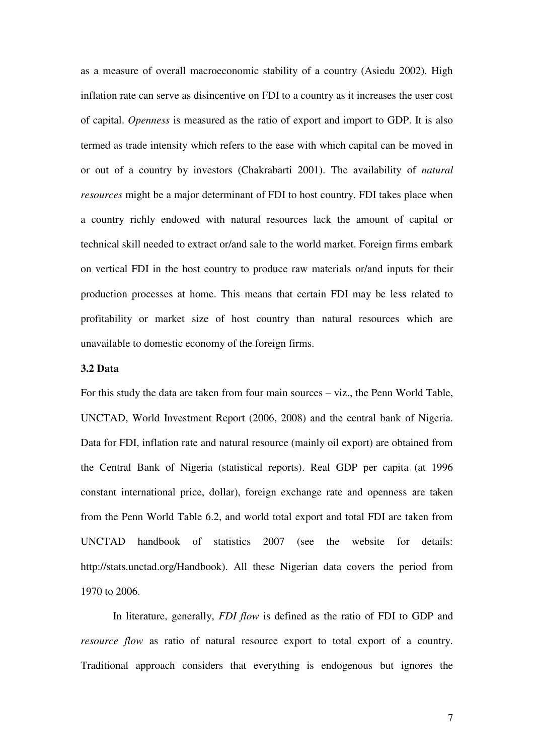as a measure of overall macroeconomic stability of a country (Asiedu 2002). High inflation rate can serve as disincentive on FDI to a country as it increases the user cost of capital. *Openness* is measured as the ratio of export and import to GDP. It is also termed as trade intensity which refers to the ease with which capital can be moved in or out of a country by investors (Chakrabarti 2001). The availability of *natural resources* might be a major determinant of FDI to host country. FDI takes place when a country richly endowed with natural resources lack the amount of capital or technical skill needed to extract or/and sale to the world market. Foreign firms embark on vertical FDI in the host country to produce raw materials or/and inputs for their production processes at home. This means that certain FDI may be less related to profitability or market size of host country than natural resources which are unavailable to domestic economy of the foreign firms.

### 3.2 Data

For this study the data are taken from four main sources – viz., the Penn World Table, UNCTAD, World Investment Report (2006, 2008) and the central bank of Nigeria. Data for FDI, inflation rate and natural resource (mainly oil export) are obtained from the Central Bank of Nigeria (statistical reports). Real GDP per capita (at 1996 constant international price, dollar), foreign exchange rate and openness are taken from the Penn World Table 6.2, and world total export and total FDI are taken from UNCTAD handbook of statistics 2007 (see the website for details: http://stats.unctad.org/Handbook). All these Nigerian data covers the period from 1970 to 2006.

In literature, generally, *FDI flow* is defined as the ratio of FDI to GDP and *resource flow* as ratio of natural resource export to total export of a country. Traditional approach considers that everything is endogenous but ignores the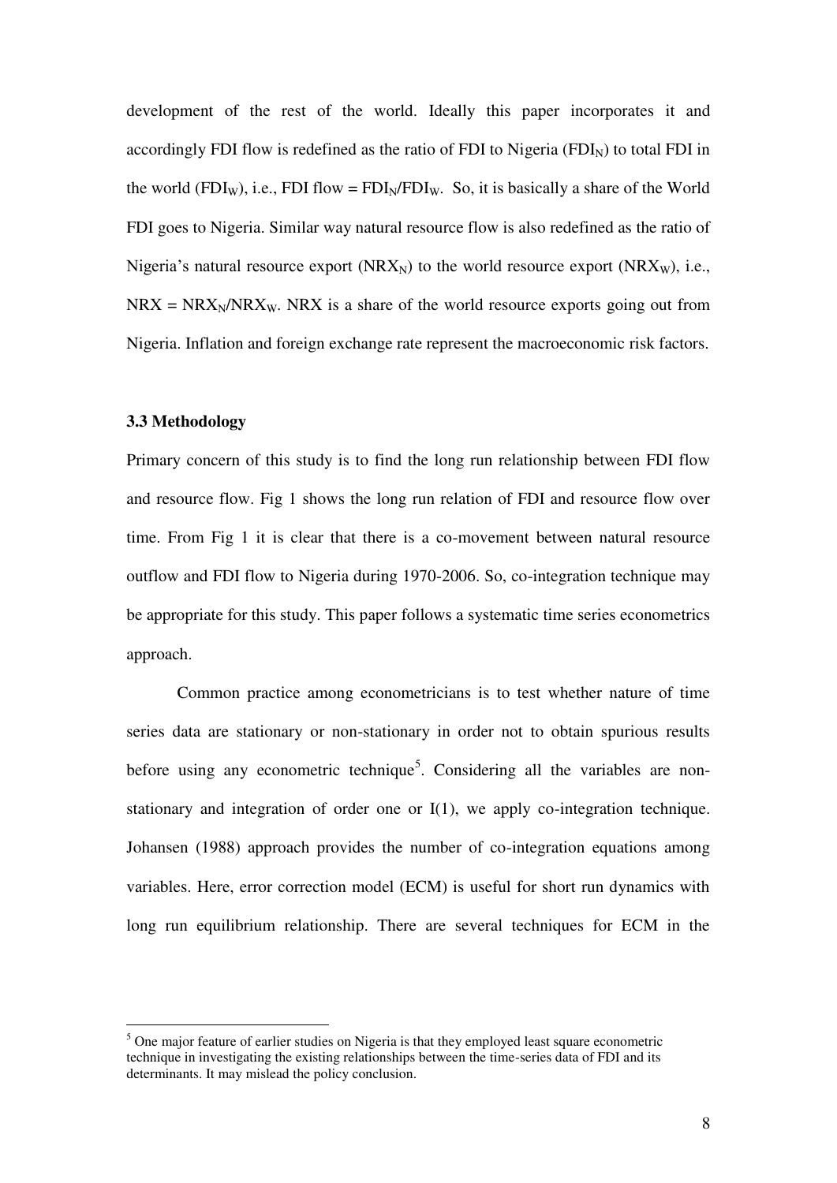development of the rest of the world. Ideally this paper incorporates it and accordingly FDI flow is redefined as the ratio of FDI to Nigeria ($FDI_N$) to total FDI in the world ($FDI_W$), i.e., FDI flow = $FDI_N/FDI_W$. So, it is basically a share of the World FDI goes to Nigeria. Similar way natural resource flow is also redefined as the ratio of Nigeria's natural resource export ($NRX_N$) to the world resource export ($NRX_W$), i.e., NRX = $NRX_N/NRX_W$. NRX is a share of the world resource exports going out from Nigeria. Inflation and foreign exchange rate represent the macroeconomic risk factors.

### 3.3 Methodology

Primary concern of this study is to find the long run relationship between FDI flow and resource flow. Fig 1 shows the long run relation of FDI and resource flow over time. From Fig 1 it is clear that there is a co-movement between natural resource outflow and FDI flow to Nigeria during 1970-2006. So, co-integration technique may be appropriate for this study. This paper follows a systematic time series econometrics approach.

Common practice among econometricians is to test whether nature of time series data are stationary or non-stationary in order not to obtain spurious results before using any econometric technique[5]. Considering all the variables are non-stationary and integration of order one or I(1), we apply co-integration technique. Johansen (1988) approach provides the number of co-integration equations among variables. Here, error correction model (ECM) is useful for short run dynamics with long run equilibrium relationship. There are several techniques for ECM in the

---

[5] One major feature of earlier studies on Nigeria is that they employed least square econometric technique in investigating the existing relationships between the time-series data of FDI and its determinants. It may mislead the policy conclusion.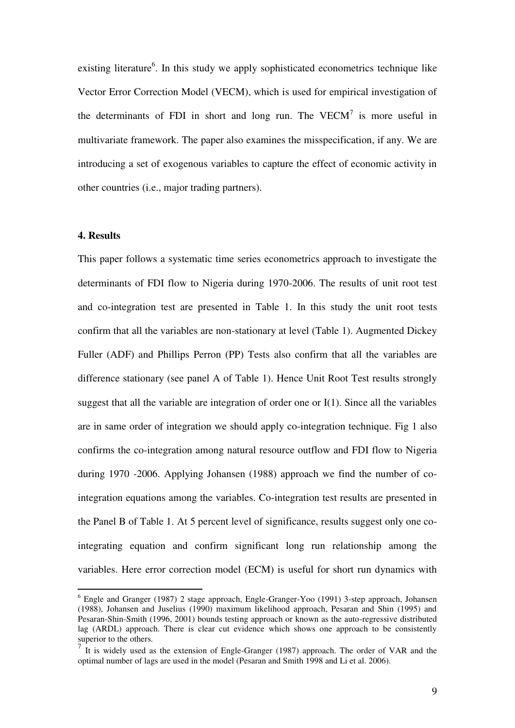existing literature[6]. In this study we apply sophisticated econometrics technique like Vector Error Correction Model (VECM), which is used for empirical investigation of the determinants of FDI in short and long run. The VECM[7] is more useful in multivariate framework. The paper also examines the misspecification, if any. We are introducing a set of exogenous variables to capture the effect of economic activity in other countries (i.e., major trading partners).

**4. Results**

This paper follows a systematic time series econometrics approach to investigate the determinants of FDI flow to Nigeria during 1970-2006. The results of unit root test and co-integration test are presented in Table 1. In this study the unit root tests confirm that all the variables are non-stationary at level (Table 1). Augmented Dickey Fuller (ADF) and Phillips Perron (PP) Tests also confirm that all the variables are difference stationary (see panel A of Table 1). Hence Unit Root Test results strongly suggest that all the variable are integration of order one or I(1). Since all the variables are in same order of integration we should apply co-integration technique. Fig 1 also confirms the co-integration among natural resource outflow and FDI flow to Nigeria during 1970 -2006. Applying Johansen (1988) approach we find the number of co-integration equations among the variables. Co-integration test results are presented in the Panel B of Table 1. At 5 percent level of significance, results suggest only one co-integrating equation and confirm significant long run relationship among the variables. Here error correction model (ECM) is useful for short run dynamics with

---

[6] Engle and Granger (1987) 2 stage approach, Engle-Granger-Yoo (1991) 3-step approach, Johansen (1988), Johansen and Juselius (1990) maximum likelihood approach, Pesaran and Shin (1995) and Pesaran-Shin-Smith (1996, 2001) bounds testing approach or known as the auto-regressive distributed lag (ARDL) approach. There is clear cut evidence which shows one approach to be consistently superior to the others.

[7] It is widely used as the extension of Engle-Granger (1987) approach. The order of VAR and the optimal number of lags are used in the model (Pesaran and Smith 1998 and Li et al. 2006).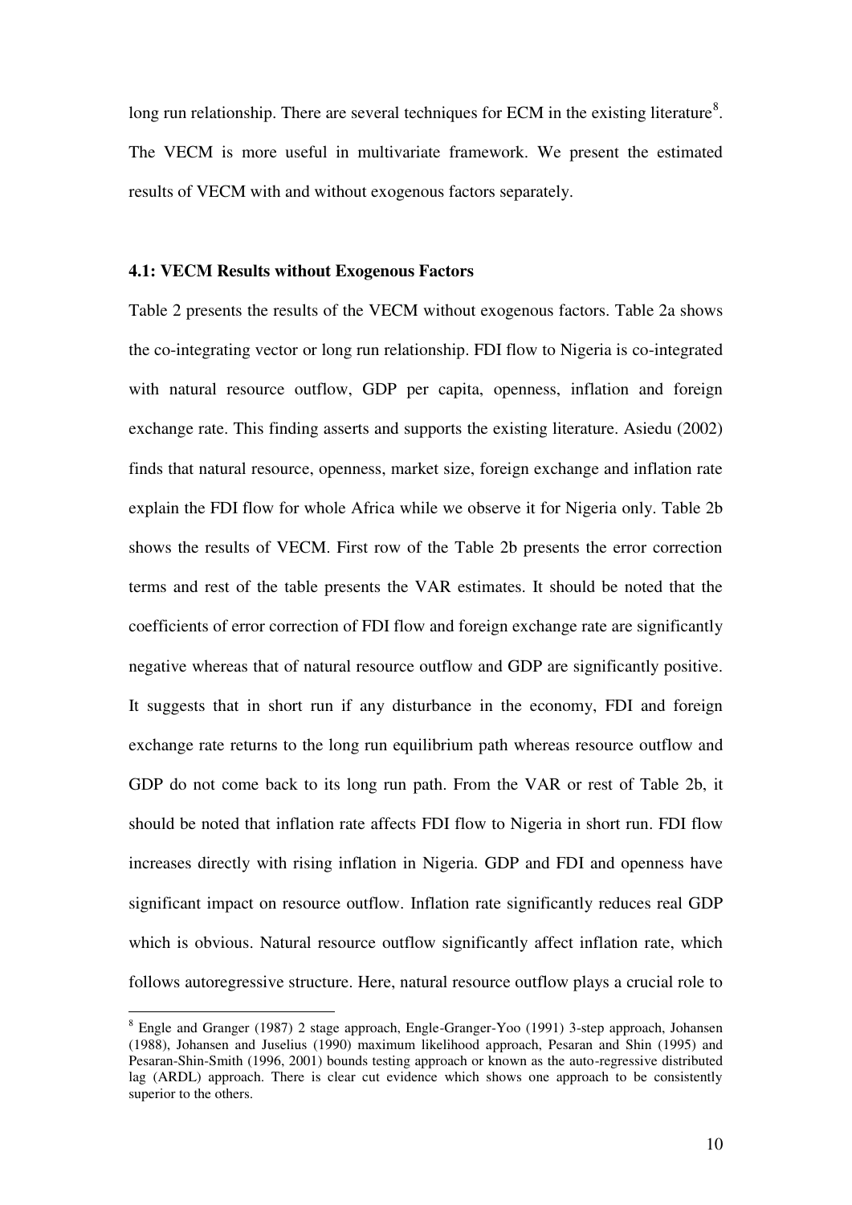long run relationship. There are several techniques for ECM in the existing literature[8]. The VECM is more useful in multivariate framework. We present the estimated results of VECM with and without exogenous factors separately.

#### 4.1: VECM Results without Exogenous Factors

Table 2 presents the results of the VECM without exogenous factors. Table 2a shows the co-integrating vector or long run relationship. FDI flow to Nigeria is co-integrated with natural resource outflow, GDP per capita, openness, inflation and foreign exchange rate. This finding asserts and supports the existing literature. Asiedu (2002) finds that natural resource, openness, market size, foreign exchange and inflation rate explain the FDI flow for whole Africa while we observe it for Nigeria only. Table 2b shows the results of VECM. First row of the Table 2b presents the error correction terms and rest of the table presents the VAR estimates. It should be noted that the coefficients of error correction of FDI flow and foreign exchange rate are significantly negative whereas that of natural resource outflow and GDP are significantly positive. It suggests that in short run if any disturbance in the economy, FDI and foreign exchange rate returns to the long run equilibrium path whereas resource outflow and GDP do not come back to its long run path. From the VAR or rest of Table 2b, it should be noted that inflation rate affects FDI flow to Nigeria in short run. FDI flow increases directly with rising inflation in Nigeria. GDP and FDI and openness have significant impact on resource outflow. Inflation rate significantly reduces real GDP which is obvious. Natural resource outflow significantly affect inflation rate, which follows autoregressive structure. Here, natural resource outflow plays a crucial role to

[8] Engle and Granger (1987) 2 stage approach, Engle-Granger-Yoo (1991) 3-step approach, Johansen (1988), Johansen and Juselius (1990) maximum likelihood approach, Pesaran and Shin (1995) and Pesaran-Shin-Smith (1996, 2001) bounds testing approach or known as the auto-regressive distributed lag (ARDL) approach. There is clear cut evidence which shows one approach to be consistently superior to the others.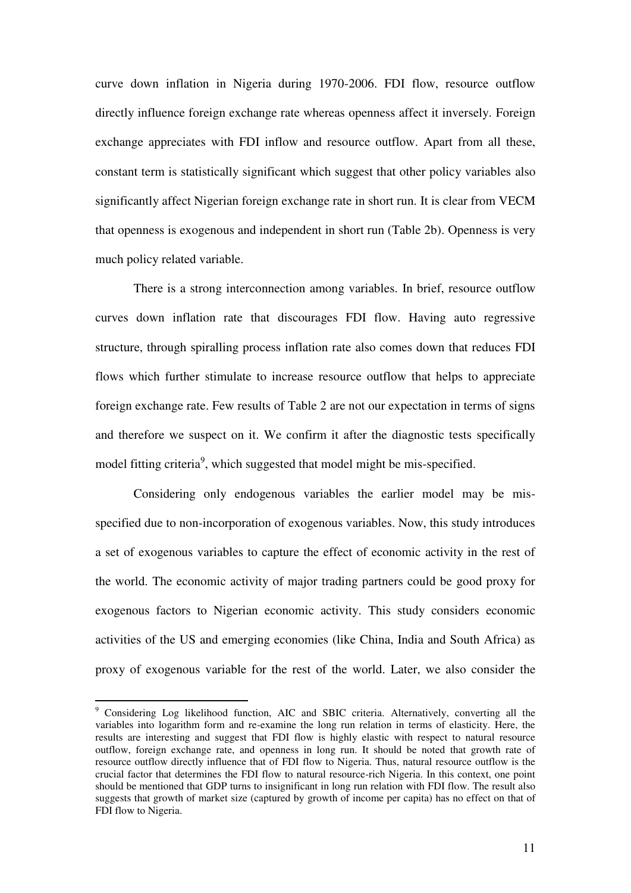curve down inflation in Nigeria during 1970-2006. FDI flow, resource outflow directly influence foreign exchange rate whereas openness affect it inversely. Foreign exchange appreciates with FDI inflow and resource outflow. Apart from all these, constant term is statistically significant which suggest that other policy variables also significantly affect Nigerian foreign exchange rate in short run. It is clear from VECM that openness is exogenous and independent in short run (Table 2b). Openness is very much policy related variable.

There is a strong interconnection among variables. In brief, resource outflow curves down inflation rate that discourages FDI flow. Having auto regressive structure, through spiralling process inflation rate also comes down that reduces FDI flows which further stimulate to increase resource outflow that helps to appreciate foreign exchange rate. Few results of Table 2 are not our expectation in terms of signs and therefore we suspect on it. We confirm it after the diagnostic tests specifically model fitting criteria[9], which suggested that model might be mis-specified.

Considering only endogenous variables the earlier model may be mis-specified due to non-incorporation of exogenous variables. Now, this study introduces a set of exogenous variables to capture the effect of economic activity in the rest of the world. The economic activity of major trading partners could be good proxy for exogenous factors to Nigerian economic activity. This study considers economic activities of the US and emerging economies (like China, India and South Africa) as proxy of exogenous variable for the rest of the world. Later, we also consider the

---

[9] Considering Log likelihood function, AIC and SBIC criteria. Alternatively, converting all the variables into logarithm form and re-examine the long run relation in terms of elasticity. Here, the results are interesting and suggest that FDI flow is highly elastic with respect to natural resource outflow, foreign exchange rate, and openness in long run. It should be noted that growth rate of resource outflow directly influence that of FDI flow to Nigeria. Thus, natural resource outflow is the crucial factor that determines the FDI flow to natural resource-rich Nigeria. In this context, one point should be mentioned that GDP turns to insignificant in long run relation with FDI flow. The result also suggests that growth of market size (captured by growth of income per capita) has no effect on that of FDI flow to Nigeria.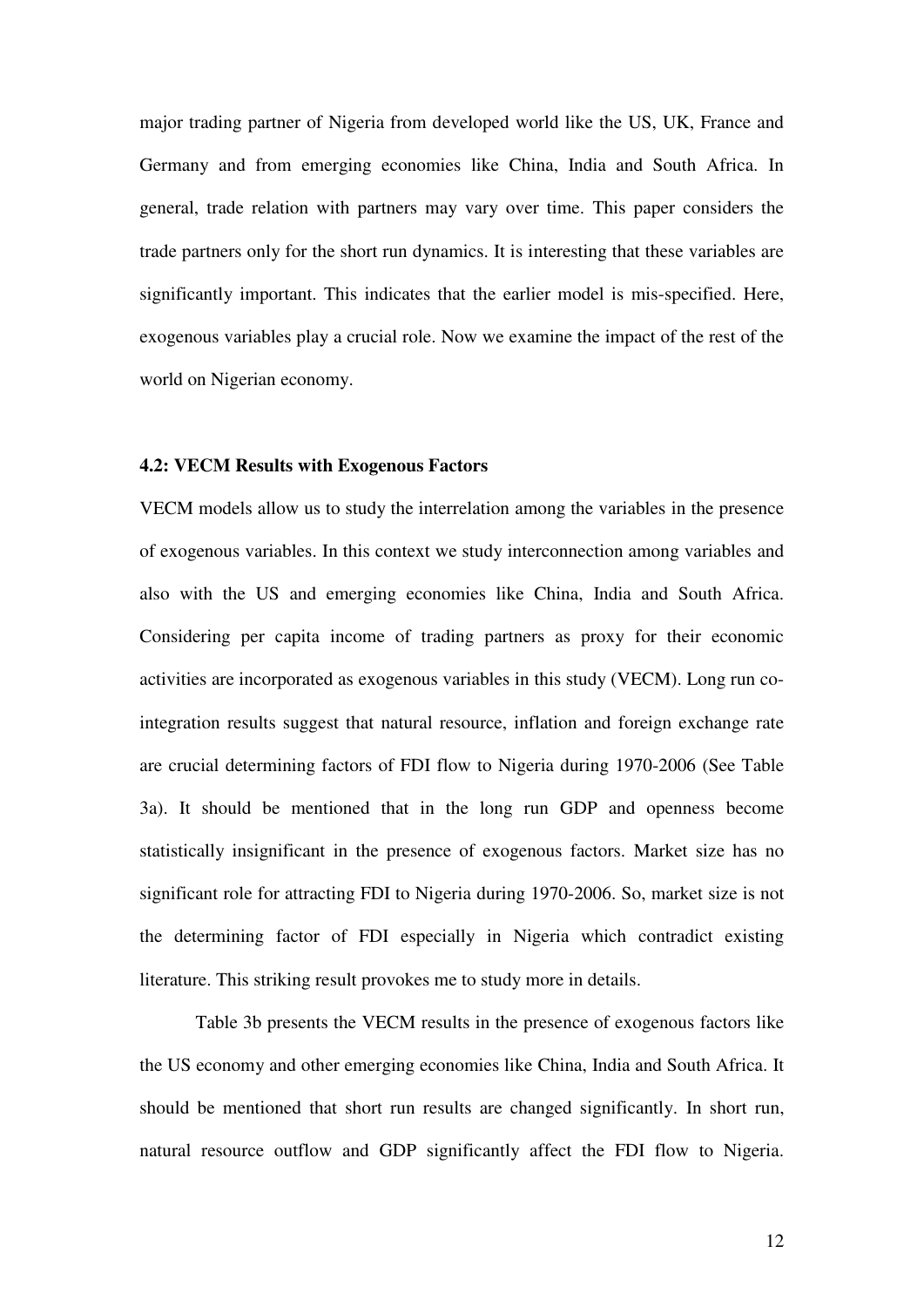major trading partner of Nigeria from developed world like the US, UK, France and Germany and from emerging economies like China, India and South Africa. In general, trade relation with partners may vary over time. This paper considers the trade partners only for the short run dynamics. It is interesting that these variables are significantly important. This indicates that the earlier model is mis-specified. Here, exogenous variables play a crucial role. Now we examine the impact of the rest of the world on Nigerian economy.

#### 4.2: VECM Results with Exogenous Factors

VECM models allow us to study the interrelation among the variables in the presence of exogenous variables. In this context we study interconnection among variables and also with the US and emerging economies like China, India and South Africa. Considering per capita income of trading partners as proxy for their economic activities are incorporated as exogenous variables in this study (VECM). Long run co-integration results suggest that natural resource, inflation and foreign exchange rate are crucial determining factors of FDI flow to Nigeria during 1970-2006 (See Table 3a). It should be mentioned that in the long run GDP and openness become statistically insignificant in the presence of exogenous factors. Market size has no significant role for attracting FDI to Nigeria during 1970-2006. So, market size is not the determining factor of FDI especially in Nigeria which contradict existing literature. This striking result provokes me to study more in details.

Table 3b presents the VECM results in the presence of exogenous factors like the US economy and other emerging economies like China, India and South Africa. It should be mentioned that short run results are changed significantly. In short run, natural resource outflow and GDP significantly affect the FDI flow to Nigeria.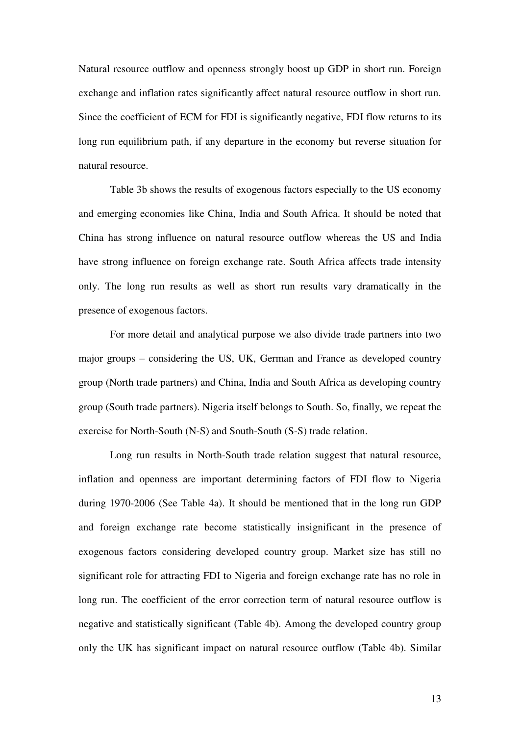Natural resource outflow and openness strongly boost up GDP in short run. Foreign exchange and inflation rates significantly affect natural resource outflow in short run. Since the coefficient of ECM for FDI is significantly negative, FDI flow returns to its long run equilibrium path, if any departure in the economy but reverse situation for natural resource.

Table 3b shows the results of exogenous factors especially to the US economy and emerging economies like China, India and South Africa. It should be noted that China has strong influence on natural resource outflow whereas the US and India have strong influence on foreign exchange rate. South Africa affects trade intensity only. The long run results as well as short run results vary dramatically in the presence of exogenous factors.

For more detail and analytical purpose we also divide trade partners into two major groups – considering the US, UK, German and France as developed country group (North trade partners) and China, India and South Africa as developing country group (South trade partners). Nigeria itself belongs to South. So, finally, we repeat the exercise for North-South (N-S) and South-South (S-S) trade relation.

Long run results in North-South trade relation suggest that natural resource, inflation and openness are important determining factors of FDI flow to Nigeria during 1970-2006 (See Table 4a). It should be mentioned that in the long run GDP and foreign exchange rate become statistically insignificant in the presence of exogenous factors considering developed country group. Market size has still no significant role for attracting FDI to Nigeria and foreign exchange rate has no role in long run. The coefficient of the error correction term of natural resource outflow is negative and statistically significant (Table 4b). Among the developed country group only the UK has significant impact on natural resource outflow (Table 4b). Similar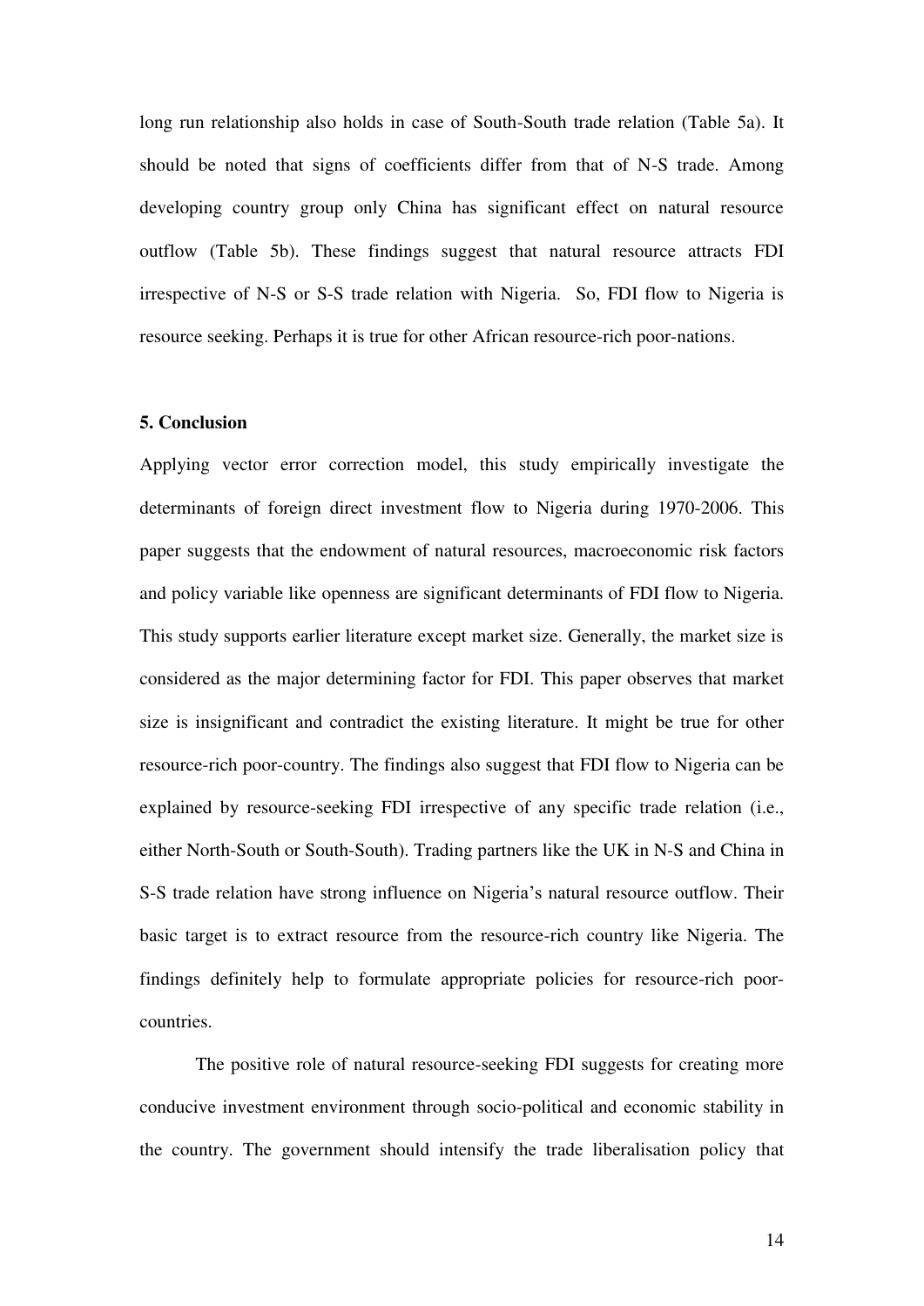long run relationship also holds in case of South-South trade relation (Table 5a). It should be noted that signs of coefficients differ from that of N-S trade. Among developing country group only China has significant effect on natural resource outflow (Table 5b). These findings suggest that natural resource attracts FDI irrespective of N-S or S-S trade relation with Nigeria. So, FDI flow to Nigeria is resource seeking. Perhaps it is true for other African resource-rich poor-nations.

## 5. Conclusion

Applying vector error correction model, this study empirically investigate the determinants of foreign direct investment flow to Nigeria during 1970-2006. This paper suggests that the endowment of natural resources, macroeconomic risk factors and policy variable like openness are significant determinants of FDI flow to Nigeria. This study supports earlier literature except market size. Generally, the market size is considered as the major determining factor for FDI. This paper observes that market size is insignificant and contradict the existing literature. It might be true for other resource-rich poor-country. The findings also suggest that FDI flow to Nigeria can be explained by resource-seeking FDI irrespective of any specific trade relation (i.e., either North-South or South-South). Trading partners like the UK in N-S and China in S-S trade relation have strong influence on Nigeria's natural resource outflow. Their basic target is to extract resource from the resource-rich country like Nigeria. The findings definitely help to formulate appropriate policies for resource-rich poor-countries.

The positive role of natural resource-seeking FDI suggests for creating more conducive investment environment through socio-political and economic stability in the country. The government should intensify the trade liberalisation policy that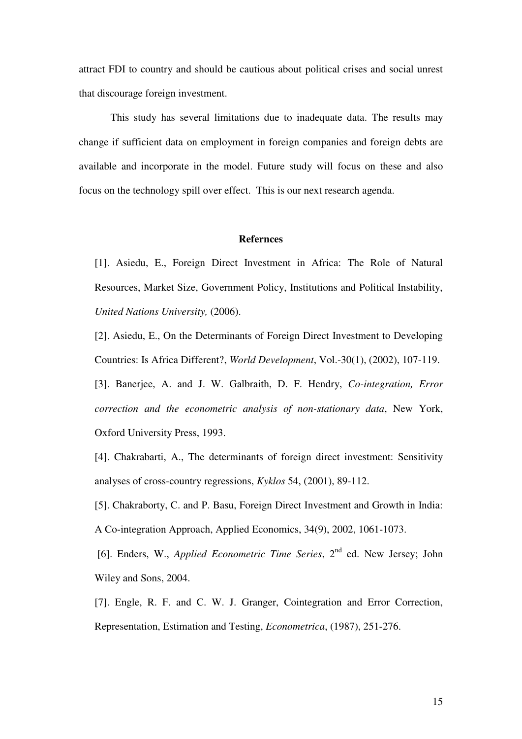attract FDI to country and should be cautious about political crises and social unrest that discourage foreign investment.

This study has several limitations due to inadequate data. The results may change if sufficient data on employment in foreign companies and foreign debts are available and incorporate in the model. Future study will focus on these and also focus on the technology spill over effect. This is our next research agenda.

## Refernces

[1]. Asiedu, E., Foreign Direct Investment in Africa: The Role of Natural Resources, Market Size, Government Policy, Institutions and Political Instability, *United Nations University,* (2006).

[2]. Asiedu, E., On the Determinants of Foreign Direct Investment to Developing Countries: Is Africa Different?, *World Development*, Vol.-30(1), (2002), 107-119.

[3]. Banerjee, A. and J. W. Galbraith, D. F. Hendry, *Co-integration, Error correction and the econometric analysis of non-stationary data*, New York, Oxford University Press, 1993.

[4]. Chakrabarti, A., The determinants of foreign direct investment: Sensitivity analyses of cross-country regressions, *Kyklos* 54, (2001), 89-112.

[5]. Chakraborty, C. and P. Basu, Foreign Direct Investment and Growth in India: A Co-integration Approach, Applied Economics, 34(9), 2002, 1061-1073.

[6]. Enders, W., *Applied Econometric Time Series*, 2nd ed. New Jersey; John Wiley and Sons, 2004.

[7]. Engle, R. F. and C. W. J. Granger, Cointegration and Error Correction, Representation, Estimation and Testing, *Econometrica*, (1987), 251-276.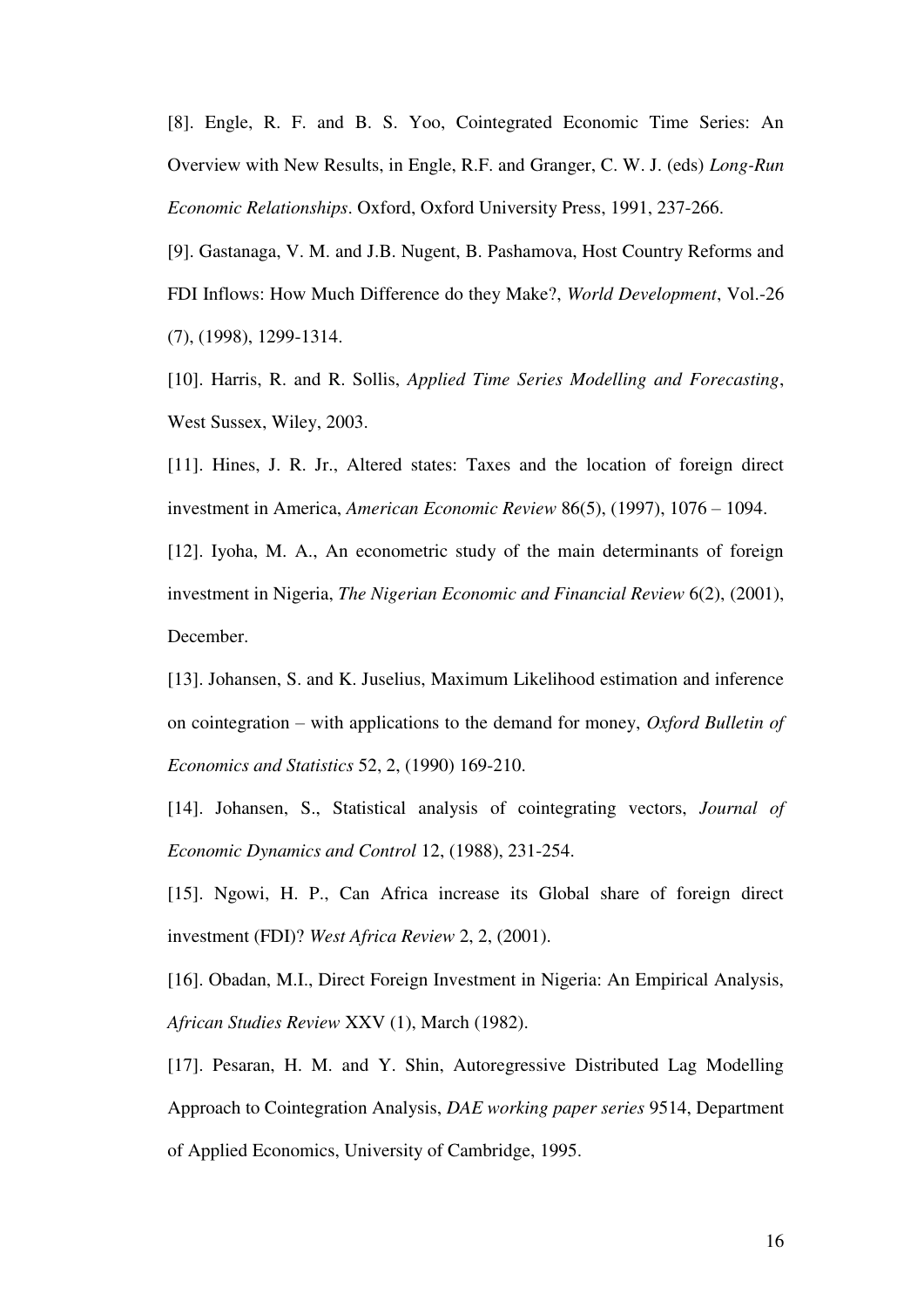[8]. Engle, R. F. and B. S. Yoo, Cointegrated Economic Time Series: An Overview with New Results, in Engle, R.F. and Granger, C. W. J. (eds) *Long-Run Economic Relationships*. Oxford, Oxford University Press, 1991, 237-266.

[9]. Gastanaga, V. M. and J.B. Nugent, B. Pashamova, Host Country Reforms and FDI Inflows: How Much Difference do they Make?, *World Development*, Vol.-26 (7), (1998), 1299-1314.

[10]. Harris, R. and R. Sollis, *Applied Time Series Modelling and Forecasting*, West Sussex, Wiley, 2003.

[11]. Hines, J. R. Jr., Altered states: Taxes and the location of foreign direct investment in America, *American Economic Review* 86(5), (1997), 1076 – 1094.

[12]. Iyoha, M. A., An econometric study of the main determinants of foreign investment in Nigeria, *The Nigerian Economic and Financial Review* 6(2), (2001), December.

[13]. Johansen, S. and K. Juselius, Maximum Likelihood estimation and inference on cointegration – with applications to the demand for money, *Oxford Bulletin of Economics and Statistics* 52, 2, (1990) 169-210.

[14]. Johansen, S., Statistical analysis of cointegrating vectors, *Journal of Economic Dynamics and Control* 12, (1988), 231-254.

[15]. Ngowi, H. P., Can Africa increase its Global share of foreign direct investment (FDI)? *West Africa Review* 2, 2, (2001).

[16]. Obadan, M.I., Direct Foreign Investment in Nigeria: An Empirical Analysis, *African Studies Review* XXV (1), March (1982).

[17]. Pesaran, H. M. and Y. Shin, Autoregressive Distributed Lag Modelling Approach to Cointegration Analysis, *DAE working paper series* 9514, Department of Applied Economics, University of Cambridge, 1995.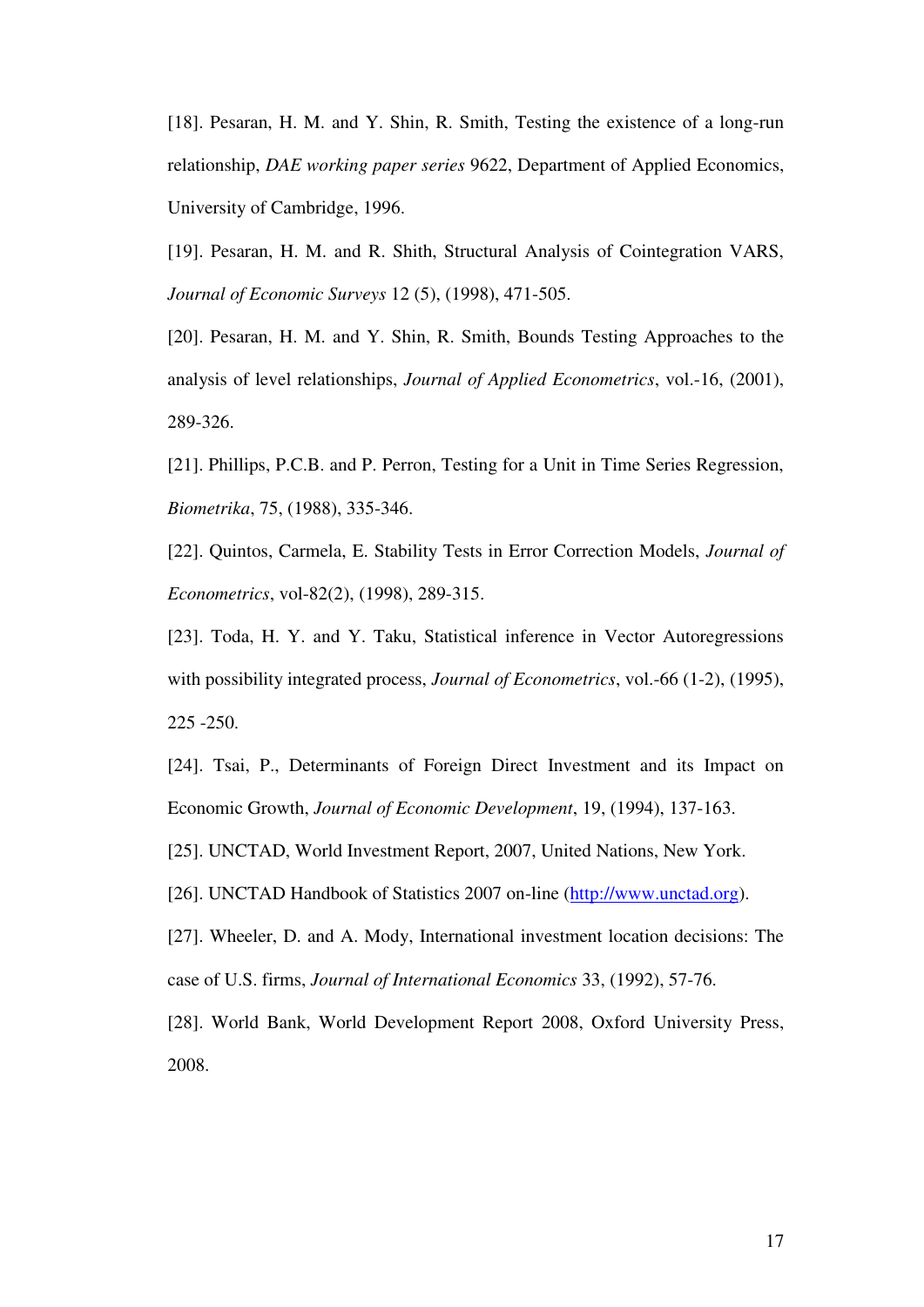[18]. Pesaran, H. M. and Y. Shin, R. Smith, Testing the existence of a long-run relationship, *DAE working paper series* 9622, Department of Applied Economics, University of Cambridge, 1996.

[19]. Pesaran, H. M. and R. Shith, Structural Analysis of Cointegration VARS, *Journal of Economic Surveys* 12 (5), (1998), 471-505.

[20]. Pesaran, H. M. and Y. Shin, R. Smith, Bounds Testing Approaches to the analysis of level relationships, *Journal of Applied Econometrics*, vol.-16, (2001), 289-326.

[21]. Phillips, P.C.B. and P. Perron, Testing for a Unit in Time Series Regression, *Biometrika*, 75, (1988), 335-346.

[22]. Quintos, Carmela, E. Stability Tests in Error Correction Models, *Journal of Econometrics*, vol-82(2), (1998), 289-315.

[23]. Toda, H. Y. and Y. Taku, Statistical inference in Vector Autoregressions with possibility integrated process, *Journal of Econometrics*, vol.-66 (1-2), (1995), 225 -250.

[24]. Tsai, P., Determinants of Foreign Direct Investment and its Impact on Economic Growth, *Journal of Economic Development*, 19, (1994), 137-163.

[25]. UNCTAD, World Investment Report, 2007, United Nations, New York.

[26]. UNCTAD Handbook of Statistics 2007 on-line (http://www.unctad.org).

[27]. Wheeler, D. and A. Mody, International investment location decisions: The case of U.S. firms, *Journal of International Economics* 33, (1992), 57-76.

[28]. World Bank, World Development Report 2008, Oxford University Press, 2008.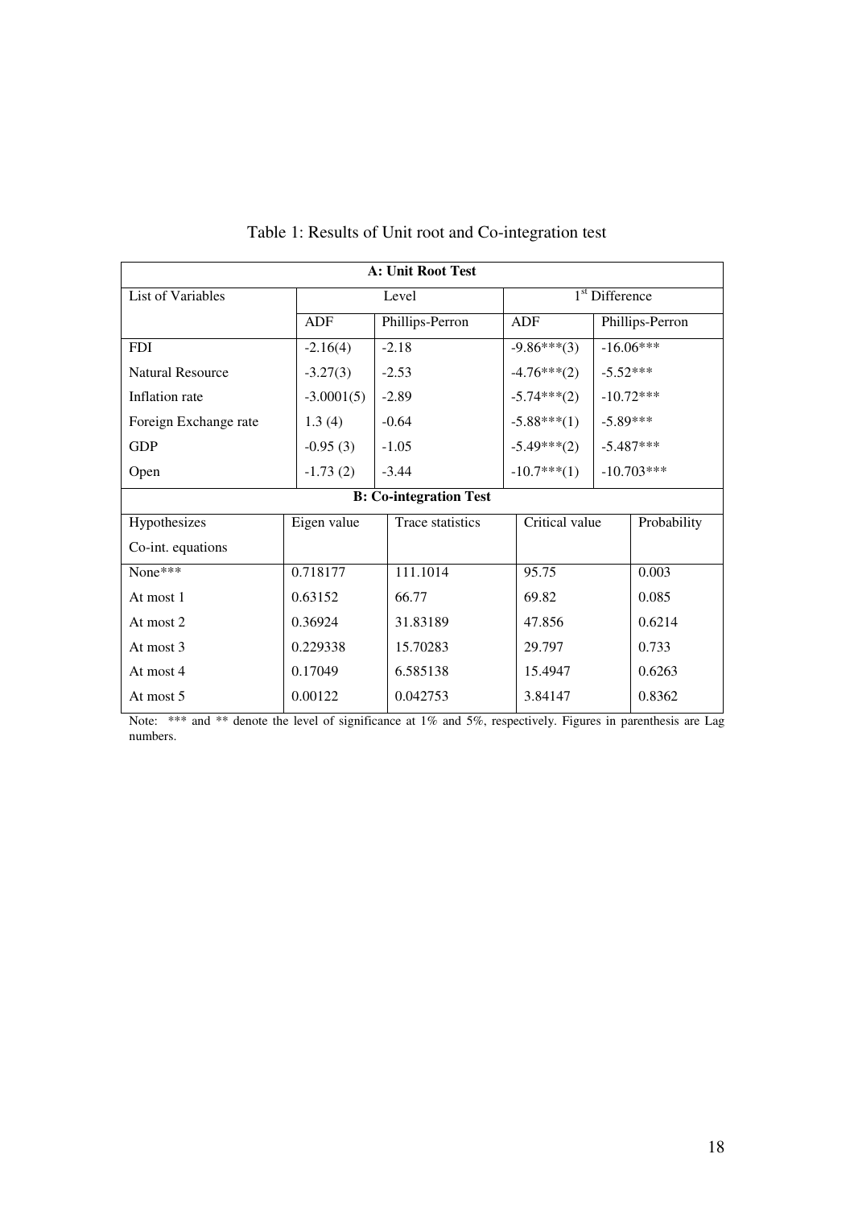Table 1: Results of Unit root and Co-integration test

| A: Unit Root Test | | | | |
|---|---|---|---|---|
| List of Variables | Level | | 1[st] Difference | |
| | ADF | Phillips-Perron | ADF | Phillips-Perron |
| FDI | -2.16(4) | -2.18 | -9.86***(3) | -16.06*** |
| Natural Resource | -3.27(3) | -2.53 | -4.76***(2) | -5.52*** |
| Inflation rate | -3.0001(5) | -2.89 | -5.74***(2) | -10.72*** |
| Foreign Exchange rate | 1.3 (4) | -0.64 | -5.88***(1) | -5.89*** |
| GDP | -0.95 (3) | -1.05 | -5.49***(2) | -5.487*** |
| Open | -1.73 (2) | -3.44 | -10.7***(1) | -10.703*** |

| B: Co-integration Test | | | | |
|---|---|---|---|---|
| Hypothesizes Co-int. equations | Eigen value | Trace statistics | Critical value | Probability |
| None*** | 0.718177 | 111.1014 | 95.75 | 0.003 |
| At most 1 | 0.63152 | 66.77 | 69.82 | 0.085 |
| At most 2 | 0.36924 | 31.83189 | 47.856 | 0.6214 |
| At most 3 | 0.229338 | 15.70283 | 29.797 | 0.733 |
| At most 4 | 0.17049 | 6.585138 | 15.4947 | 0.6263 |
| At most 5 | 0.00122 | 0.042753 | 3.84147 | 0.8362 |

Note: *** and ** denote the level of significance at 1% and 5%, respectively. Figures in parenthesis are Lag numbers.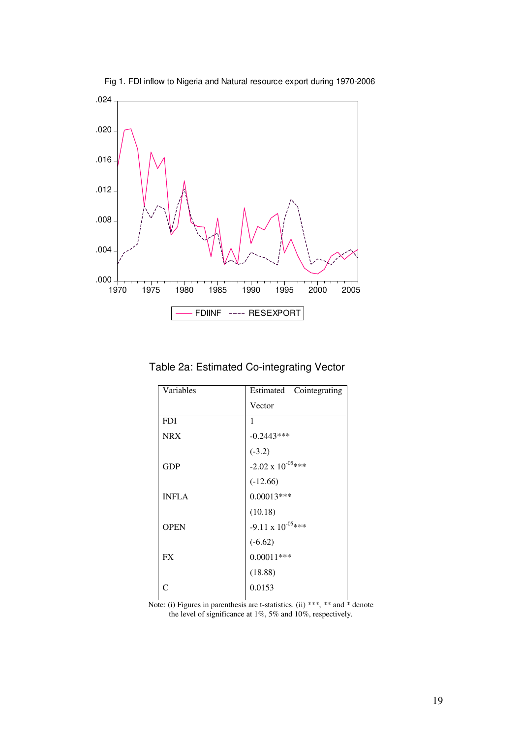Fig 1. FDI inflow to Nigeria and Natural resource export during 1970-2006

Table 2a: Estimated Co-integrating Vector

| Variables | Estimated Cointegrating Vector |
|---|---|
| FDI | 1 |
| NRX | -0.2443*** |
| | (-3.2) |
| GDP | $-2.02 \times 10^{-05}$*** |
| | (-12.66) |
| INFLA | 0.00013*** |
| | (10.18) |
| OPEN | $-9.11 \times 10^{-05}$*** |
| | (-6.62) |
| FX | 0.00011*** |
| | (18.88) |
| C | 0.0153 |

Note: (i) Figures in parenthesis are t-statistics. (ii) ***, ** and * denote the level of significance at 1%, 5% and 10%, respectively.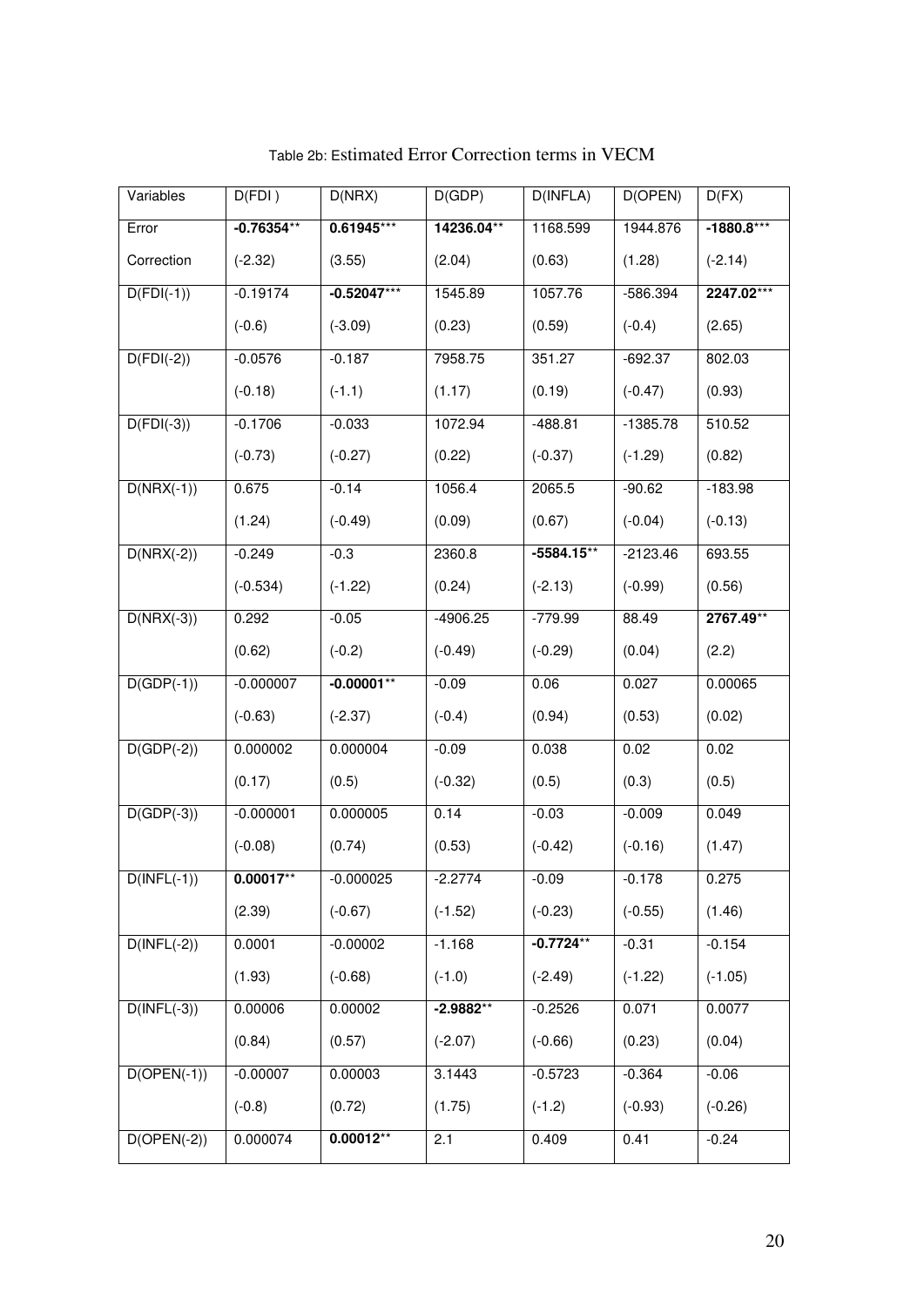Table 2b: Estimated Error Correction terms in VECM

| Variables | D(FDI ) | D(NRX) | D(GDP) | D(INFLA) | D(OPEN) | D(FX) |
|---|---|---|---|---|---|---|
| Error Correction | **-0.76354**** | **0.61945***** | **14236.04**** | 1168.599 | 1944.876 | **-1880.8***** |
| | (-2.32) | (3.55) | (2.04) | (0.63) | (1.28) | (-2.14) |
| D(FDI(-1)) | -0.19174 | **-0.52047***** | 1545.89 | 1057.76 | -586.394 | **2247.02***** |
| | (-0.6) | (-3.09) | (0.23) | (0.59) | (-0.4) | (2.65) |
| D(FDI(-2)) | -0.0576 | -0.187 | 7958.75 | 351.27 | -692.37 | 802.03 |
| | (-0.18) | (-1.1) | (1.17) | (0.19) | (-0.47) | (0.93) |
| D(FDI(-3)) | -0.1706 | -0.033 | 1072.94 | -488.81 | -1385.78 | 510.52 |
| | (-0.73) | (-0.27) | (0.22) | (-0.37) | (-1.29) | (0.82) |
| D(NRX(-1)) | 0.675 | -0.14 | 1056.4 | 2065.5 | -90.62 | -183.98 |
| | (1.24) | (-0.49) | (0.09) | (0.67) | (-0.04) | (-0.13) |
| D(NRX(-2)) | -0.249 | -0.3 | 2360.8 | **-5584.15**** | -2123.46 | 693.55 |
| | (-0.534) | (-1.22) | (0.24) | (-2.13) | (-0.99) | (0.56) |
| D(NRX(-3)) | 0.292 | -0.05 | -4906.25 | -779.99 | 88.49 | **2767.49**** |
| | (0.62) | (-0.2) | (-0.49) | (-0.29) | (0.04) | (2.2) |
| D(GDP(-1)) | -0.000007 | **-0.00001**** | -0.09 | 0.06 | 0.027 | 0.00065 |
| | (-0.63) | (-2.37) | (-0.4) | (0.94) | (0.53) | (0.02) |
| D(GDP(-2)) | 0.000002 | 0.000004 | -0.09 | 0.038 | 0.02 | 0.02 |
| | (0.17) | (0.5) | (-0.32) | (0.5) | (0.3) | (0.5) |
| D(GDP(-3)) | -0.000001 | 0.000005 | 0.14 | -0.03 | -0.009 | 0.049 |
| | (-0.08) | (0.74) | (0.53) | (-0.42) | (-0.16) | (1.47) |
| D(INFL(-1)) | **0.00017**** | -0.000025 | -2.2774 | -0.09 | -0.178 | 0.275 |
| | (2.39) | (-0.67) | (-1.52) | (-0.23) | (-0.55) | (1.46) |
| D(INFL(-2)) | 0.0001 | -0.00002 | -1.168 | **-0.7724**** | -0.31 | -0.154 |
| | (1.93) | (-0.68) | (-1.0) | (-2.49) | (-1.22) | (-1.05) |
| D(INFL(-3)) | 0.00006 | 0.00002 | **-2.9882**** | -0.2526 | 0.071 | 0.0077 |
| | (0.84) | (0.57) | (-2.07) | (-0.66) | (0.23) | (0.04) |
| D(OPEN(-1)) | -0.00007 | 0.00003 | 3.1443 | -0.5723 | -0.364 | -0.06 |
| | (-0.8) | (0.72) | (1.75) | (-1.2) | (-0.93) | (-0.26) |
| D(OPEN(-2)) | 0.000074 | **0.00012**** | 2.1 | 0.409 | 0.41 | -0.24 |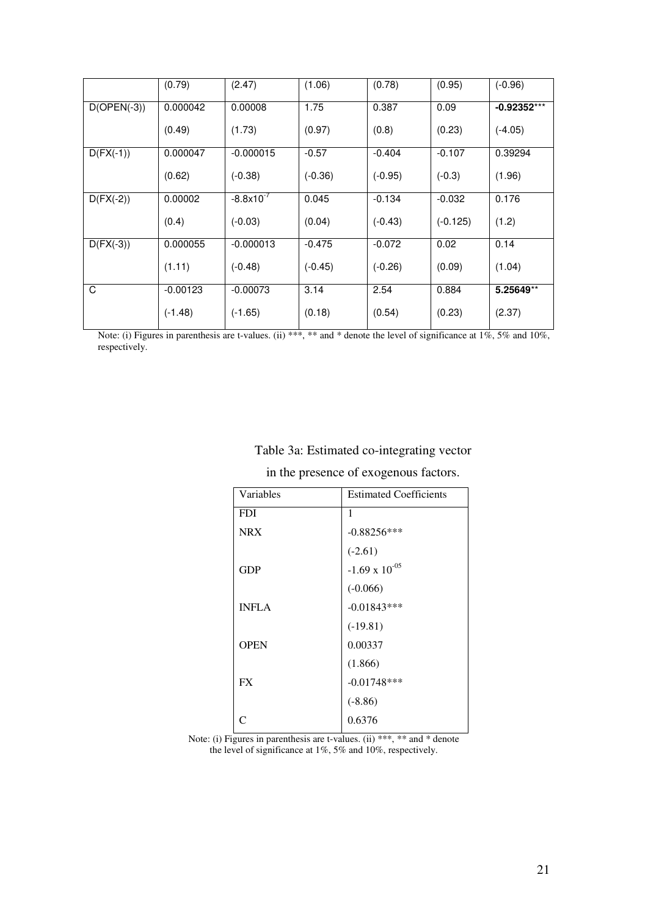| | (0.79) | (2.47) | (1.06) | (0.78) | (0.95) | (-0.96) |
|---|---|---|---|---|---|---|
| D(OPEN(-3)) | 0.000042 | 0.00008 | 1.75 | 0.387 | 0.09 | **-0.92352*****|
| | (0.49) | (1.73) | (0.97) | (0.8) | (0.23) | (-4.05) |
| D(FX(-1)) | 0.000047 | -0.000015 | -0.57 | -0.404 | -0.107 | 0.39294 |
| | (0.62) | (-0.38) | (-0.36) | (-0.95) | (-0.3) | (1.96) |
| D(FX(-2)) | 0.00002 | $-8.8x10^{-7}$ | 0.045 | -0.134 | -0.032 | 0.176 |
| | (0.4) | (-0.03) | (0.04) | (-0.43) | (-0.125) | (1.2) |
| D(FX(-3)) | 0.000055 | -0.000013 | -0.475 | -0.072 | 0.02 | 0.14 |
| | (1.11) | (-0.48) | (-0.45) | (-0.26) | (0.09) | (1.04) |
| C | -0.00123 | -0.00073 | 3.14 | 2.54 | 0.884 | **5.25649**** |
| | (-1.48) | (-1.65) | (0.18) | (0.54) | (0.23) | (2.37) |

Note: (i) Figures in parenthesis are t-values. (ii) ***, ** and * denote the level of significance at 1%, 5% and 10%, respectively.

Table 3a: Estimated co-integrating vector in the presence of exogenous factors.

| Variables | Estimated Coefficients |
|---|---|
| FDI | 1 |
| NRX | -0.88256*** |
| | (-2.61) |
| GDP | $-1.69 \times 10^{-05}$ |
| | (-0.066) |
| INFLA | -0.01843*** |
| | (-19.81) |
| OPEN | 0.00337 |
| | (1.866) |
| FX | -0.01748*** |
| | (-8.86) |
| C | 0.6376 |

Note: (i) Figures in parenthesis are t-values. (ii) ***, ** and * denote the level of significance at 1%, 5% and 10%, respectively.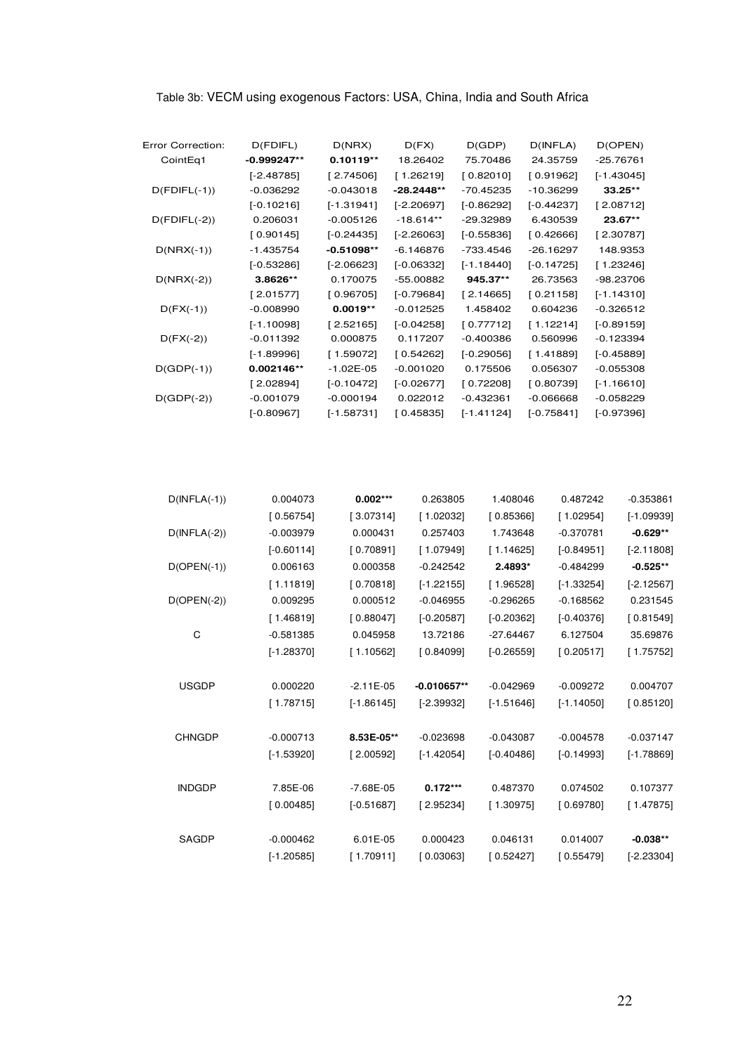Table 3b: VECM using exogenous Factors: USA, China, India and South Africa

| Error Correction: | D(FDIFL) | D(NRX) | D(FX) | D(GDP) | D(INFLA) | D(OPEN) |
|---|---|---|---|---|---|---|
| CointEq1 | **-0.999247**** | **0.10119**** | 18.26402 | 75.70486 | 24.35759 | -25.76761 |
| | [-2.48785] | [ 2.74506] | [ 1.26219] | [ 0.82010] | [ 0.91962] | [-1.43045] |
| D(FDIFL(-1)) | -0.036292 | -0.043018 | **-28.2448**** | -70.45235 | -10.36299 | **33.25**** |
| | [-0.10216] | [-1.31941] | [-2.20697] | [-0.86292] | [-0.44237] | [ 2.08712] |
| D(FDIFL(-2)) | 0.206031 | -0.005126 | -18.614** | -29.32989 | 6.430539 | **23.67**** |
| | [ 0.90145] | [-0.24435] | [-2.26063] | [-0.55836] | [ 0.42666] | [ 2.30787] |
| D(NRX(-1)) | -1.435754 | **-0.51098**** | -6.146876 | -733.4546 | -26.16297 | 148.9353 |
| | [-0.53286] | [-2.06623] | [-0.06332] | [-1.18440] | [-0.14725] | [ 1.23246] |
| D(NRX(-2)) | **3.8626**** | 0.170075 | -55.00882 | **945.37**** | 26.73563 | -98.23706 |
| | [ 2.01577] | [ 0.96705] | [-0.79684] | [ 2.14665] | [ 0.21158] | [-1.14310] |
| D(FX(-1)) | -0.008990 | **0.0019**** | -0.012525 | 1.458402 | 0.604236 | -0.326512 |
| | [-1.10098] | [ 2.52165] | [-0.04258] | [ 0.77712] | [ 1.12214] | [-0.89159] |
| D(FX(-2)) | -0.011392 | 0.000875 | 0.117207 | -0.400386 | 0.560996 | -0.123394 |
| | [-1.89996] | [ 1.59072] | [ 0.54262] | [-0.29056] | [ 1.41889] | [-0.45889] |
| D(GDP(-1)) | **0.002146**** | -1.02E-05 | -0.001020 | 0.175506 | 0.056307 | -0.055308 |
| | [ 2.02894] | [-0.10472] | [-0.02677] | [ 0.72208] | [ 0.80739] | [-1.16610] |
| D(GDP(-2)) | -0.001079 | -0.000194 | 0.022012 | -0.432361 | -0.066668 | -0.058229 |
| | [-0.80967] | [-1.58731] | [ 0.45835] | [-1.41124] | [-0.75841] | [-0.97396] |
| D(INFLA(-1)) | 0.004073 | **0.002***** | 0.263805 | 1.408046 | 0.487242 | -0.353861 |
| | [ 0.56754] | [ 3.07314] | [ 1.02032] | [ 0.85366] | [ 1.02954] | [-1.09939] |
| D(INFLA(-2)) | -0.003979 | 0.000431 | 0.257403 | 1.743648 | -0.370781 | **-0.629**** |
| | [-0.60114] | [ 0.70891] | [ 1.07949] | [ 1.14625] | [-0.84951] | [-2.11808] |
| D(OPEN(-1)) | 0.006163 | 0.000358 | -0.242542 | **2.4893*** | -0.484299 | **-0.525**** |
| | [ 1.11819] | [ 0.70818] | [-1.22155] | [ 1.96528] | [-1.33254] | [-2.12567] |
| D(OPEN(-2)) | 0.009295 | 0.000512 | -0.046955 | -0.296265 | -0.168562 | 0.231545 |
| | [ 1.46819] | [ 0.88047] | [-0.20587] | [-0.20362] | [-0.40376] | [ 0.81549] |
| C | -0.581385 | 0.045958 | 13.72186 | -27.64467 | 6.127504 | 35.69876 |
| | [-1.28370] | [ 1.10562] | [ 0.84099] | [-0.26559] | [ 0.20517] | [ 1.75752] |
| USGDP | 0.000220 | -2.11E-05 | **-0.010657**** | -0.042969 | -0.009272 | 0.004707 |
| | [ 1.78715] | [-1.86145] | [-2.39932] | [-1.51646] | [-1.14050] | [ 0.85120] |
| CHNGDP | -0.000713 | **8.53E-05**** | -0.023698 | -0.043087 | -0.004578 | -0.037147 |
| | [-1.53920] | [ 2.00592] | [-1.42054] | [-0.40486] | [-0.14993] | [-1.78869] |
| INDGDP | 7.85E-06 | -7.68E-05 | **0.172***** | 0.487370 | 0.074502 | 0.107377 |
| | [ 0.00485] | [-0.51687] | [ 2.95234] | [ 1.30975] | [ 0.69780] | [ 1.47875] |
| SAGDP | -0.000462 | 6.01E-05 | 0.000423 | 0.046131 | 0.014007 | **-0.038**** |
| | [-1.20585] | [ 1.70911] | [ 0.03063] | [ 0.52427] | [ 0.55479] | [-2.23304] |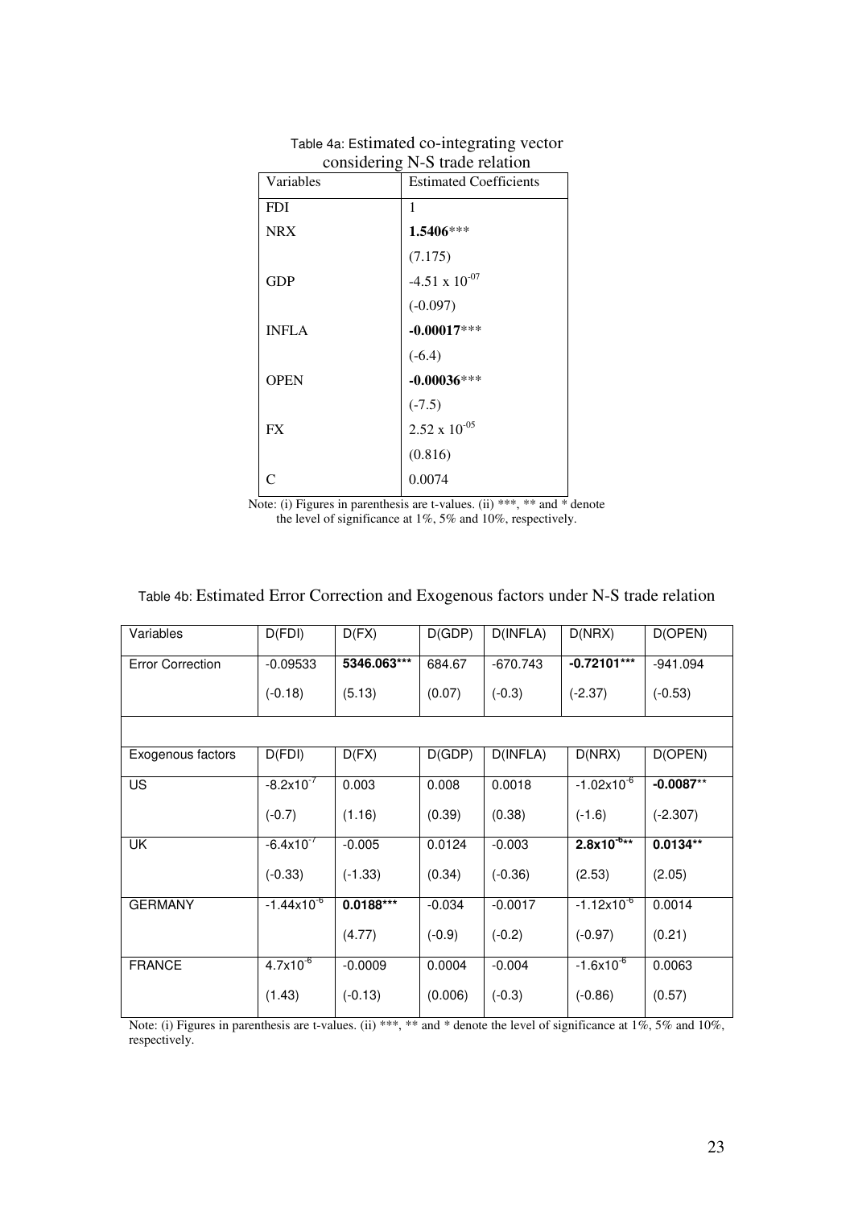Table 4a: Estimated co-integrating vector considering N-S trade relation

| Variables | Estimated Coefficients |
|---|---|
| FDI | 1 |
| NRX | **1.5406*** |
| | (7.175) |
| GDP | $-4.51 \times 10^{-07}$ |
| | (-0.097) |
| INFLA | **-0.00017*** |
| | (-6.4) |
| OPEN | **-0.00036*** |
| | (-7.5) |
| FX | $2.52 \times 10^{-05}$ |
| | (0.816) |
| C | 0.0074 |

Note: (i) Figures in parenthesis are t-values. (ii) ***, ** and * denote the level of significance at 1%, 5% and 10%, respectively.

Table 4b: Estimated Error Correction and Exogenous factors under N-S trade relation

| Variables | D(FDI) | D(FX) | D(GDP) | D(INFLA) | D(NRX) | D(OPEN) |
|---|---|---|---|---|---|---|
| Error Correction | -0.09533 | **5346.063*** | 684.67 | -670.743 | **-0.72101*** | -941.094 |
| | (-0.18) | (5.13) | (0.07) | (-0.3) | (-2.37) | (-0.53) |
| | | | | | | |
| Exogenous factors | D(FDI) | D(FX) | D(GDP) | D(INFLA) | D(NRX) | D(OPEN) |
| US | $-8.2\times10^{-7}$ | 0.003 | 0.008 | 0.0018 | $-1.02\times10^{-6}$ | **-0.0087** |
| | (-0.7) | (1.16) | (0.39) | (0.38) | (-1.6) | (-2.307) |
| UK | $-6.4\times10^{-7}$ | -0.005 | 0.0124 | -0.003 | **$2.8\times10^{-6}$** | **0.0134** |
| | (-0.33) | (-1.33) | (0.34) | (-0.36) | (2.53) | (2.05) |
| GERMANY | $-1.44\times10^{-6}$ | **0.0188*** | -0.034 | -0.0017 | $-1.12\times10^{-6}$ | 0.0014 |
| | | (4.77) | (-0.9) | (-0.2) | (-0.97) | (0.21) |
| FRANCE | $4.7\times10^{-6}$ | -0.0009 | 0.0004 | -0.004 | $-1.6\times10^{-6}$ | 0.0063 |
| | (1.43) | (-0.13) | (0.006) | (-0.3) | (-0.86) | (0.57) |

Note: (i) Figures in parenthesis are t-values. (ii) ***, ** and * denote the level of significance at 1%, 5% and 10%, respectively.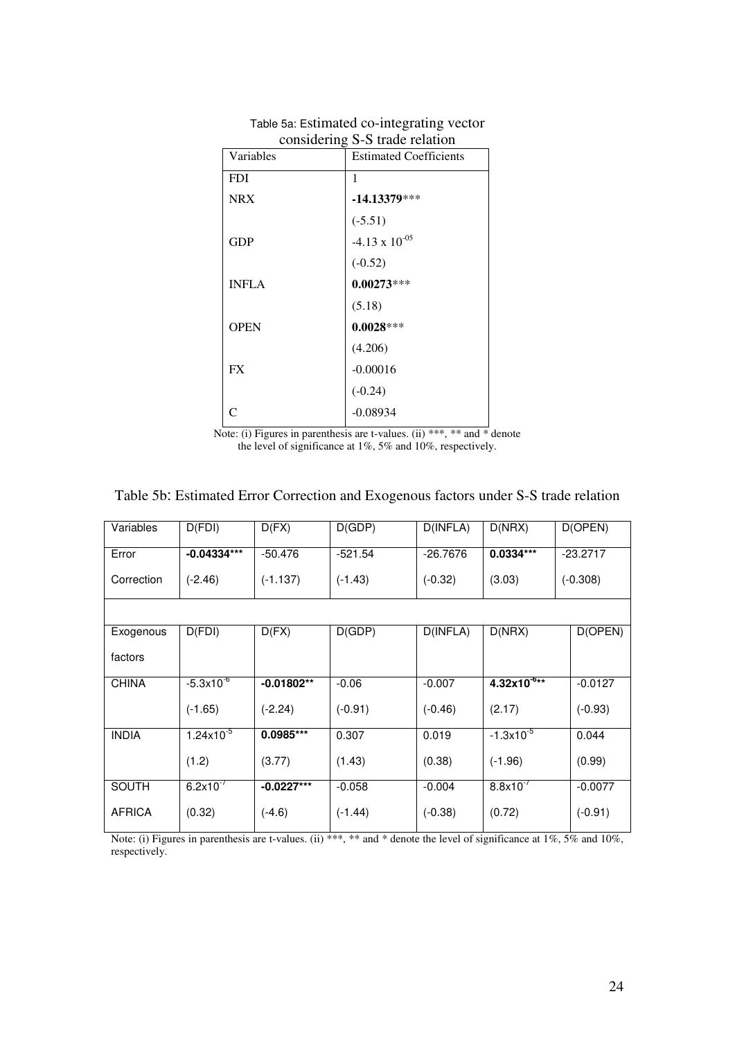Table 5a: Estimated co-integrating vector considering S-S trade relation

| Variables | Estimated Coefficients |
|---|---|
| FDI | 1 |
| NRX | **-14.13379**\*\*\* |
| | (-5.51) |
| GDP | $-4.13 \times 10^{-05}$ |
| | (-0.52) |
| INFLA | **0.00273**\*\*\* |
| | (5.18) |
| OPEN | **0.0028**\*\*\* |
| | (4.206) |
| FX | -0.00016 |
| | (-0.24) |
| C | -0.08934 |

Note: (i) Figures in parenthesis are t-values. (ii) \*\*\*, \*\* and \* denote the level of significance at 1%, 5% and 10%, respectively.

Table 5b: Estimated Error Correction and Exogenous factors under S-S trade relation

| Variables | D(FDI) | D(FX) | D(GDP) | D(INFLA) | D(NRX) | D(OPEN) |
|---|---|---|---|---|---|---|
| Error Correction | **-0.04334\*\*\*** | -50.476 | -521.54 | -26.7676 | **0.0334\*\*\*** | -23.2717 |
| | (-2.46) | (-1.137) | (-1.43) | (-0.32) | (3.03) | (-0.308) |
| | | | | | | |
| Exogenous factors | D(FDI) | D(FX) | D(GDP) | D(INFLA) | D(NRX) | D(OPEN) |
| CHINA | $-5.3\times10^{-6}$ | **-0.01802\*\*** | -0.06 | -0.007 | **$4.32\times10^{-6}$\*\*** | -0.0127 |
| | (-1.65) | (-2.24) | (-0.91) | (-0.46) | (2.17) | (-0.93) |
| INDIA | $1.24\times10^{-5}$ | **0.0985\*\*\*** | 0.307 | 0.019 | $-1.3\times10^{-5}$ | 0.044 |
| | (1.2) | (3.77) | (1.43) | (0.38) | (-1.96) | (0.99) |
| SOUTH AFRICA | $6.2\times10^{-7}$ | **-0.0227\*\*\*** | -0.058 | -0.004 | $8.8\times10^{-7}$ | -0.0077 |
| | (0.32) | (-4.6) | (-1.44) | (-0.38) | (0.72) | (-0.91) |

Note: (i) Figures in parenthesis are t-values. (ii) \*\*\*, \*\* and \* denote the level of significance at 1%, 5% and 10%, respectively.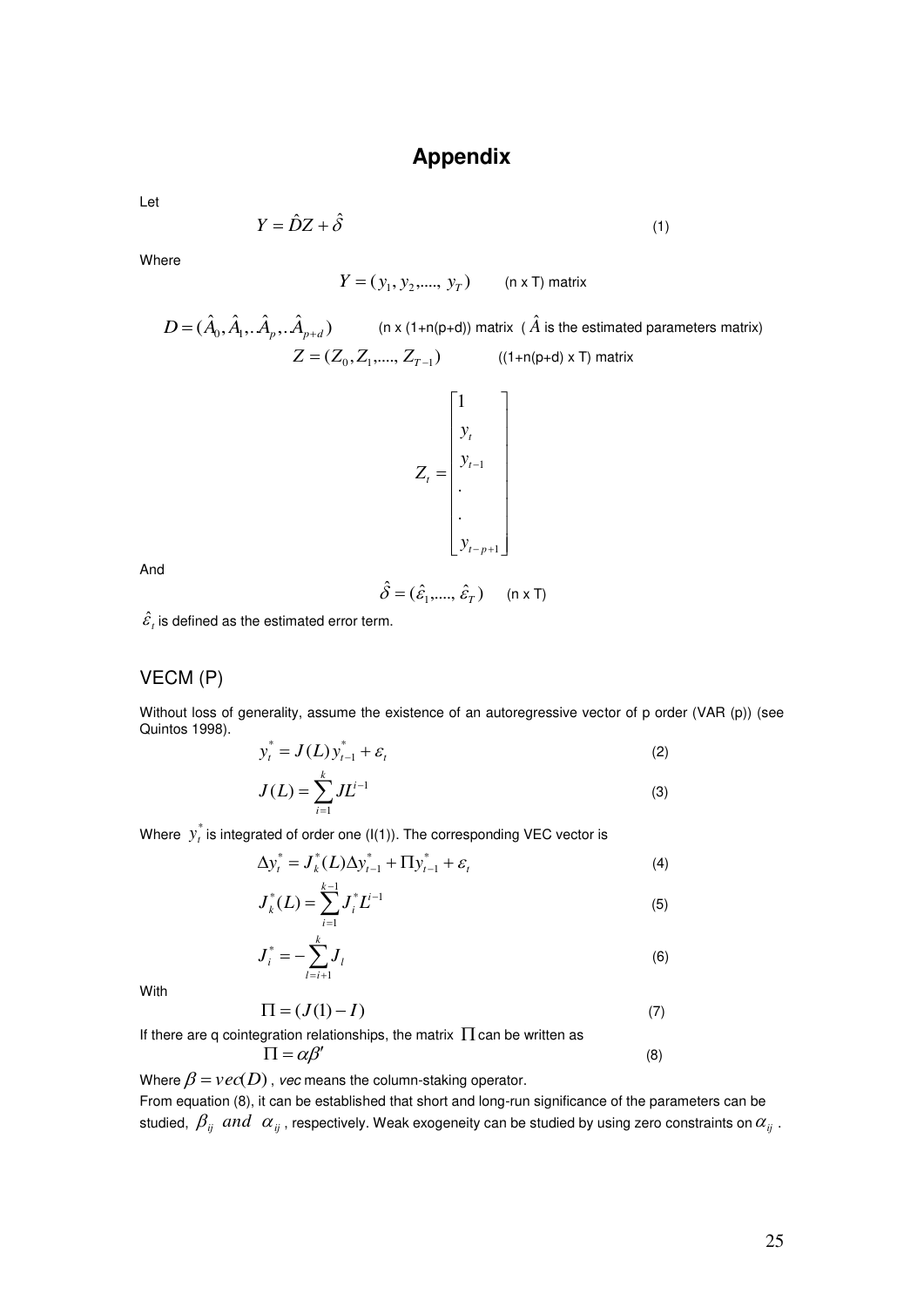# Appendix

Let

$$Y = \hat{D}Z + \hat{\delta} \tag{1}$$

Where

$$Y = (y_1, y_2, ...., y_T) \quad \text{(n x T) matrix}$$

$$D = (\hat{A}_0, \hat{A}_1, .. \hat{A}_p, .. \hat{A}_{p+d}) \quad \text{(n x (1+n(p+d)) matrix } (\hat{A} \text{ is the estimated parameters matrix)}$$

$$Z = (Z_0, Z_1, ...., Z_{T-1}) \quad \text{((1+n(p+d) x T) matrix}$$

$$Z_t = \begin{bmatrix} 1 \\ y_t \\ y_{t-1} \\ . \\ . \\ y_{t-p+1} \end{bmatrix}$$

And

$$\hat{\delta} = (\hat{\varepsilon}_1, ...., \hat{\varepsilon}_T) \quad \text{(n x T)}$$

$\hat{\varepsilon}_t$ is defined as the estimated error term.

## VECM (P)

Without loss of generality, assume the existence of an autoregressive vector of p order (VAR (p)) (see Quintos 1998).

$$y_t^* = J(L) y_{t-1}^* + \varepsilon_t \tag{2}$$

$$J(L) = \sum_{i=1}^{k} J L^{i-1} \tag{3}$$

Where $y_t^*$ is integrated of order one (I(1)). The corresponding VEC vector is

$$\Delta y_t^* = J_k^*(L) \Delta y_{t-1}^* + \Pi y_{t-1}^* + \varepsilon_t \tag{4}$$

$$J_k^*(L) = \sum_{i=1}^{k-1} J_i^* L^{i-1} \tag{5}$$

$$J_i^* = -\sum_{l=i+1}^{k} J_l \tag{6}$$

With

$$\Pi = (J(1) - I) \tag{7}$$

If there are q cointegration relationships, the matrix $\Pi$ can be written as

$$\Pi = \alpha \beta' \tag{8}$$

Where $\beta = vec(D)$, *vec* means the column-staking operator.

From equation (8), it can be established that short and long-run significance of the parameters can be studied, $\beta_{ij}$ *and* $\alpha_{ij}$, respectively. Weak exogeneity can be studied by using zero constraints on $\alpha_{ij}$.